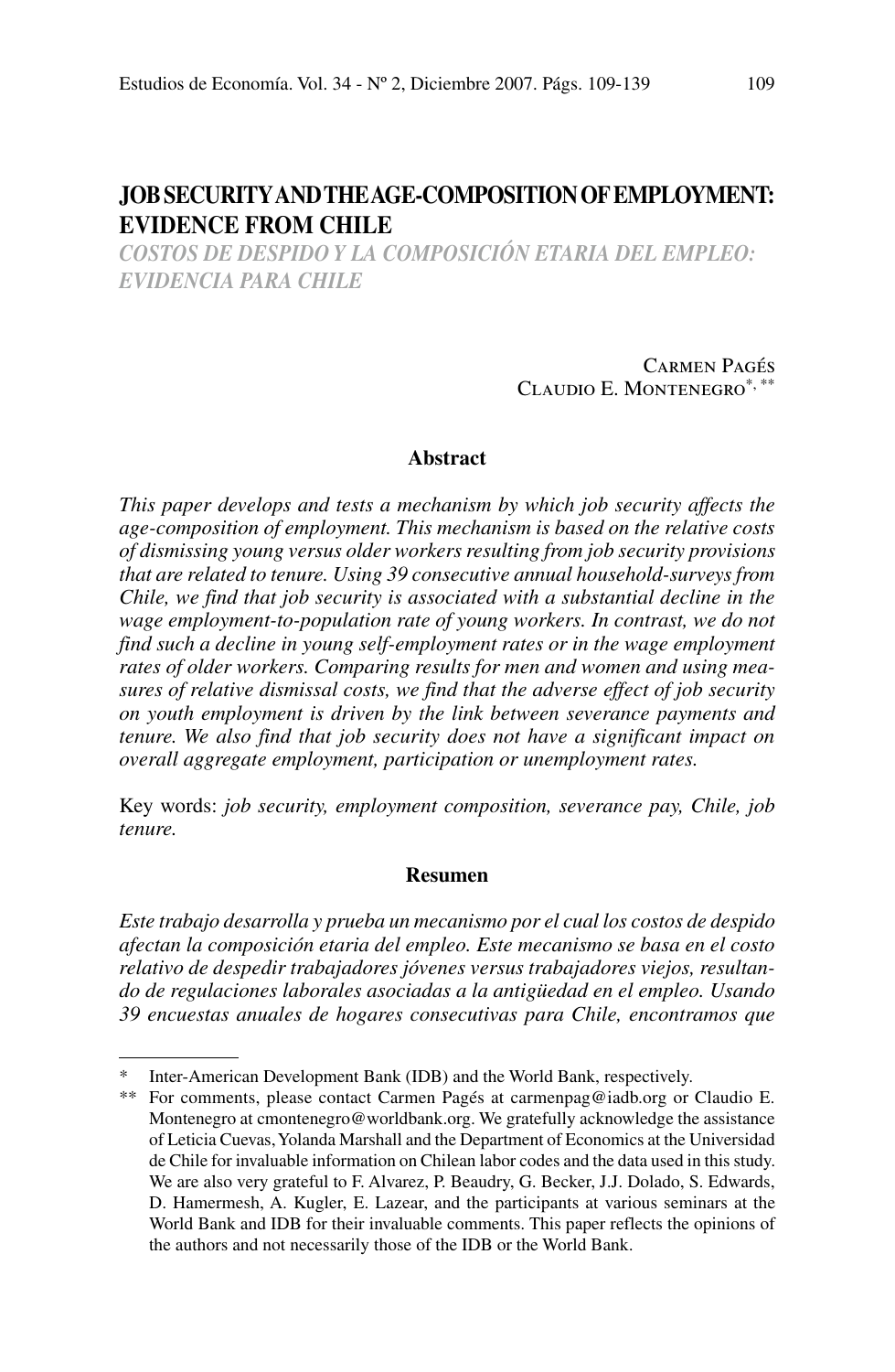# JOB SECURITY AND THE AGE-COMPOSITION OF EMPLOYMENT: EVIDENCE FROM CHILE

## *COSTOS DE DESPIDO Y LA COMPOSICIÓN ETARIA DEL EMPLEO: EVIDENCIA PARA CHILE*

Carmen Pagés
Claudio E. Montenegro[\*, \*\*]

### Abstract

*This paper develops and tests a mechanism by which job security affects the age-composition of employment. This mechanism is based on the relative costs of dismissing young versus older workers resulting from job security provisions that are related to tenure. Using 39 consecutive annual household-surveys from Chile, we find that job security is associated with a substantial decline in the wage employment-to-population rate of young workers. In contrast, we do not find such a decline in young self-employment rates or in the wage employment rates of older workers. Comparing results for men and women and using measures of relative dismissal costs, we find that the adverse effect of job security on youth employment is driven by the link between severance payments and tenure. We also find that job security does not have a significant impact on overall aggregate employment, participation or unemployment rates.*

Key words: *job security, employment composition, severance pay, Chile, job tenure.*

### Resumen

*Este trabajo desarrolla y prueba un mecanismo por el cual los costos de despido afectan la composición etaria del empleo. Este mecanismo se basa en el costo relativo de despedir trabajadores jóvenes versus trabajadores viejos, resultando de regulaciones laborales asociadas a la antigüedad en el empleo. Usando 39 encuestas anuales de hogares consecutivas para Chile, encontramos que*

---

\* Inter-American Development Bank (IDB) and the World Bank, respectively.

\*\* For comments, please contact Carmen Pagés at carmenpag@iadb.org or Claudio E. Montenegro at cmontenegro@worldbank.org. We gratefully acknowledge the assistance of Leticia Cuevas, Yolanda Marshall and the Department of Economics at the Universidad de Chile for invaluable information on Chilean labor codes and the data used in this study. We are also very grateful to F. Alvarez, P. Beaudry, G. Becker, J.J. Dolado, S. Edwards, D. Hamermesh, A. Kugler, E. Lazear, and the participants at various seminars at the World Bank and IDB for their invaluable comments. This paper reflects the opinions of the authors and not necessarily those of the IDB or the World Bank.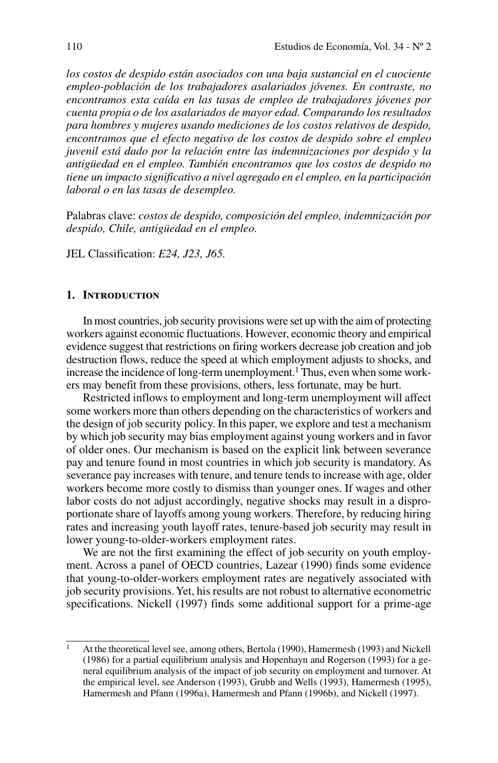*los costos de despido están asociados con una baja sustancial en el cuociente empleo-población de los trabajadores asalariados jóvenes. En contraste, no encontramos esta caída en las tasas de empleo de trabajadores jóvenes por cuenta propia o de los asalariados de mayor edad. Comparando los resultados para hombres y mujeres usando mediciones de los costos relativos de despido, encontramos que el efecto negativo de los costos de despido sobre el empleo juvenil está dado por la relación entre las indemnizaciones por despido y la antigüedad en el empleo. También encontramos que los costos de despido no tiene un impacto significativo a nivel agregado en el empleo, en la participación laboral o en las tasas de desempleo.*

Palabras clave: *costos de despido, composición del empleo, indemnización por despido, Chile, antigüedad en el empleo.*

JEL Classification: *E24, J23, J65.*

## 1. Introduction

In most countries, job security provisions were set up with the aim of protecting workers against economic fluctuations. However, economic theory and empirical evidence suggest that restrictions on firing workers decrease job creation and job destruction flows, reduce the speed at which employment adjusts to shocks, and increase the incidence of long-term unemployment.[1] Thus, even when some workers may benefit from these provisions, others, less fortunate, may be hurt.

Restricted inflows to employment and long-term unemployment will affect some workers more than others depending on the characteristics of workers and the design of job security policy. In this paper, we explore and test a mechanism by which job security may bias employment against young workers and in favor of older ones. Our mechanism is based on the explicit link between severance pay and tenure found in most countries in which job security is mandatory. As severance pay increases with tenure, and tenure tends to increase with age, older workers become more costly to dismiss than younger ones. If wages and other labor costs do not adjust accordingly, negative shocks may result in a disproportionate share of layoffs among young workers. Therefore, by reducing hiring rates and increasing youth layoff rates, tenure-based job security may result in lower young-to-older-workers employment rates.

We are not the first examining the effect of job security on youth employment. Across a panel of OECD countries, Lazear (1990) finds some evidence that young-to-older-workers employment rates are negatively associated with job security provisions. Yet, his results are not robust to alternative econometric specifications. Nickell (1997) finds some additional support for a prime-age

[1] At the theoretical level see, among others, Bertola (1990), Hamermesh (1993) and Nickell (1986) for a partial equilibrium analysis and Hopenhayn and Rogerson (1993) for a general equilibrium analysis of the impact of job security on employment and turnover. At the empirical level, see Anderson (1993), Grubb and Wells (1993), Hamermesh (1995), Hamermesh and Pfann (1996a), Hamermesh and Pfann (1996b), and Nickell (1997).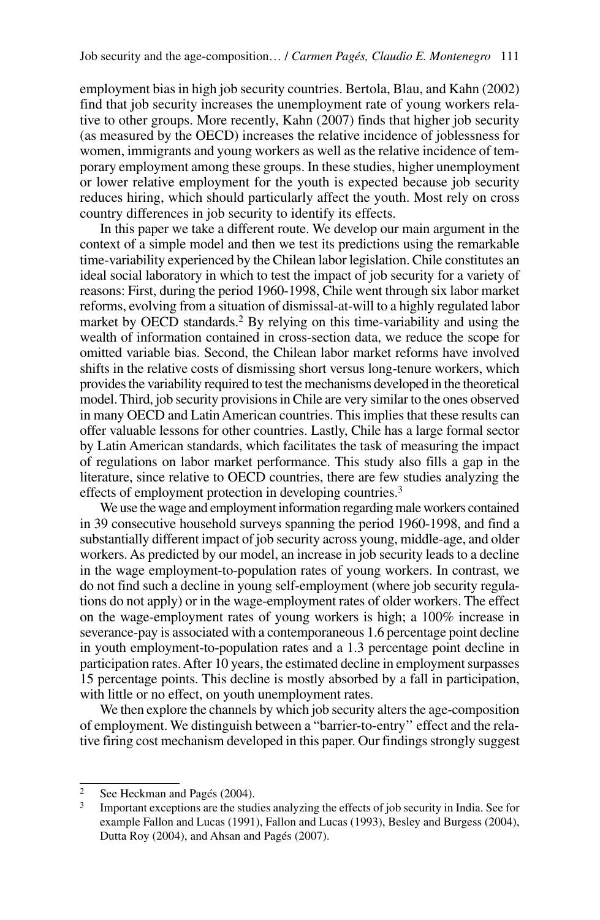employment bias in high job security countries. Bertola, Blau, and Kahn (2002) find that job security increases the unemployment rate of young workers relative to other groups. More recently, Kahn (2007) finds that higher job security (as measured by the OECD) increases the relative incidence of joblessness for women, immigrants and young workers as well as the relative incidence of temporary employment among these groups. In these studies, higher unemployment or lower relative employment for the youth is expected because job security reduces hiring, which should particularly affect the youth. Most rely on cross country differences in job security to identify its effects.

In this paper we take a different route. We develop our main argument in the context of a simple model and then we test its predictions using the remarkable time-variability experienced by the Chilean labor legislation. Chile constitutes an ideal social laboratory in which to test the impact of job security for a variety of reasons: First, during the period 1960-1998, Chile went through six labor market reforms, evolving from a situation of dismissal-at-will to a highly regulated labor market by OECD standards.[2] By relying on this time-variability and using the wealth of information contained in cross-section data, we reduce the scope for omitted variable bias. Second, the Chilean labor market reforms have involved shifts in the relative costs of dismissing short versus long-tenure workers, which provides the variability required to test the mechanisms developed in the theoretical model. Third, job security provisions in Chile are very similar to the ones observed in many OECD and Latin American countries. This implies that these results can offer valuable lessons for other countries. Lastly, Chile has a large formal sector by Latin American standards, which facilitates the task of measuring the impact of regulations on labor market performance. This study also fills a gap in the literature, since relative to OECD countries, there are few studies analyzing the effects of employment protection in developing countries.[3]

We use the wage and employment information regarding male workers contained in 39 consecutive household surveys spanning the period 1960-1998, and find a substantially different impact of job security across young, middle-age, and older workers. As predicted by our model, an increase in job security leads to a decline in the wage employment-to-population rates of young workers. In contrast, we do not find such a decline in young self-employment (where job security regulations do not apply) or in the wage-employment rates of older workers. The effect on the wage-employment rates of young workers is high; a 100% increase in severance-pay is associated with a contemporaneous 1.6 percentage point decline in youth employment-to-population rates and a 1.3 percentage point decline in participation rates. After 10 years, the estimated decline in employment surpasses 15 percentage points. This decline is mostly absorbed by a fall in participation, with little or no effect, on youth unemployment rates.

We then explore the channels by which job security alters the age-composition of employment. We distinguish between a "barrier-to-entry" effect and the relative firing cost mechanism developed in this paper. Our findings strongly suggest

[2] See Heckman and Pagés (2004).

[3] Important exceptions are the studies analyzing the effects of job security in India. See for example Fallon and Lucas (1991), Fallon and Lucas (1993), Besley and Burgess (2004), Dutta Roy (2004), and Ahsan and Pagés (2007).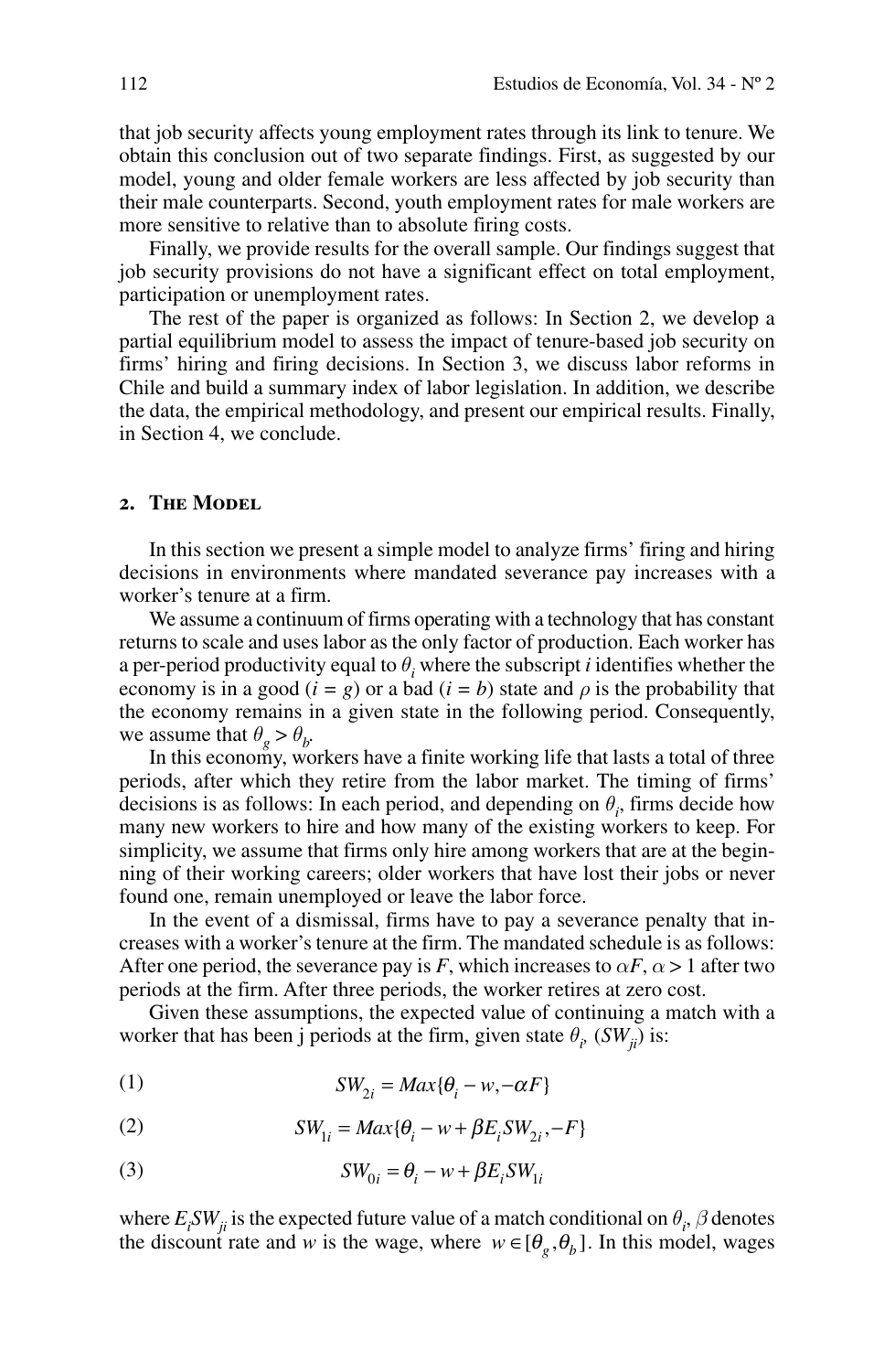that job security affects young employment rates through its link to tenure. We obtain this conclusion out of two separate findings. First, as suggested by our model, young and older female workers are less affected by job security than their male counterparts. Second, youth employment rates for male workers are more sensitive to relative than to absolute firing costs.

Finally, we provide results for the overall sample. Our findings suggest that job security provisions do not have a significant effect on total employment, participation or unemployment rates.

The rest of the paper is organized as follows: In Section 2, we develop a partial equilibrium model to assess the impact of tenure-based job security on firms' hiring and firing decisions. In Section 3, we discuss labor reforms in Chile and build a summary index of labor legislation. In addition, we describe the data, the empirical methodology, and present our empirical results. Finally, in Section 4, we conclude.

## 2. The Model

In this section we present a simple model to analyze firms' firing and hiring decisions in environments where mandated severance pay increases with a worker's tenure at a firm.

We assume a continuum of firms operating with a technology that has constant returns to scale and uses labor as the only factor of production. Each worker has a per-period productivity equal to $\theta_i$ where the subscript $i$ identifies whether the economy is in a good ($i = g$) or a bad ($i = b$) state and $\rho$ is the probability that the economy remains in a given state in the following period. Consequently, we assume that $\theta_g > \theta_b$.

In this economy, workers have a finite working life that lasts a total of three periods, after which they retire from the labor market. The timing of firms' decisions is as follows: In each period, and depending on $\theta_i$, firms decide how many new workers to hire and how many of the existing workers to keep. For simplicity, we assume that firms only hire among workers that are at the beginning of their working careers; older workers that have lost their jobs or never found one, remain unemployed or leave the labor force.

In the event of a dismissal, firms have to pay a severance penalty that increases with a worker's tenure at the firm. The mandated schedule is as follows: After one period, the severance pay is $F$, which increases to $\alpha F$, $\alpha > 1$ after two periods at the firm. After three periods, the worker retires at zero cost.

Given these assumptions, the expected value of continuing a match with a worker that has been j periods at the firm, given state $\theta_i$, ($SW_{ji}$) is:

$$SW_{2i} = Max\{\theta_i - w, -\alpha F\} \tag{1}$$

$$SW_{1i} = Max\{\theta_i - w + \beta E_i SW_{2i}, -F\} \tag{2}$$

$$SW_{0i} = \theta_i - w + \beta E_i SW_{1i} \tag{3}$$

where $E_i SW_{ji}$ is the expected future value of a match conditional on $\theta_i$, $\beta$ denotes the discount rate and $w$ is the wage, where $w \in [\theta_g, \theta_b]$. In this model, wages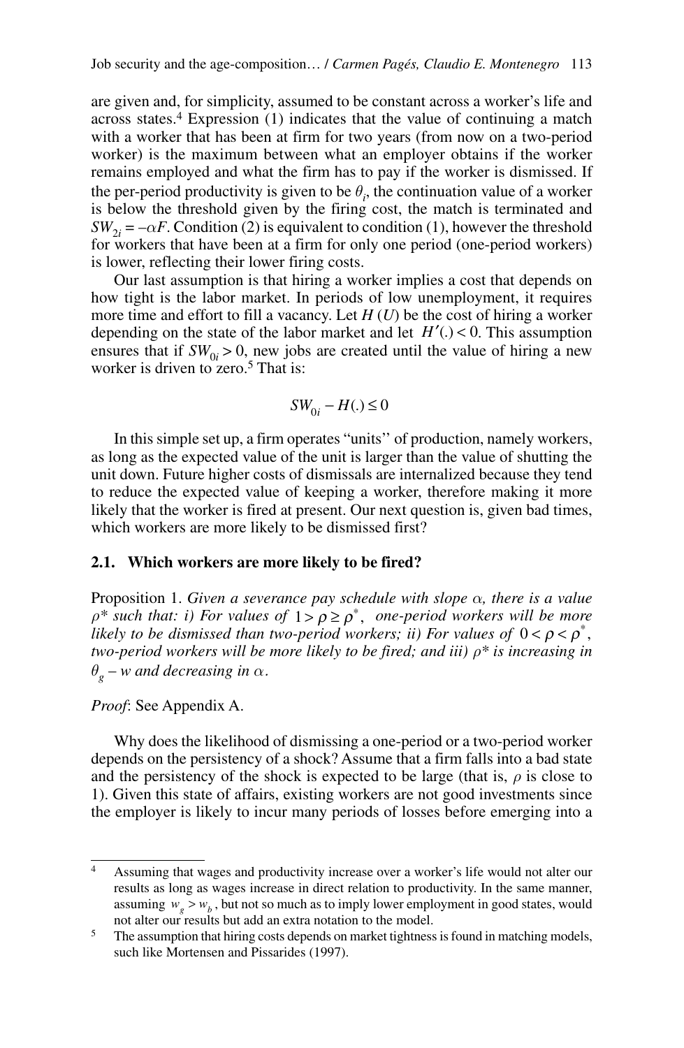are given and, for simplicity, assumed to be constant across a worker's life and across states.[4] Expression (1) indicates that the value of continuing a match with a worker that has been at firm for two years (from now on a two-period worker) is the maximum between what an employer obtains if the worker remains employed and what the firm has to pay if the worker is dismissed. If the per-period productivity is given to be $\theta_i$, the continuation value of a worker is below the threshold given by the firing cost, the match is terminated and $SW_{2i} = -\alpha F$. Condition (2) is equivalent to condition (1), however the threshold for workers that have been at a firm for only one period (one-period workers) is lower, reflecting their lower firing costs.

Our last assumption is that hiring a worker implies a cost that depends on how tight is the labor market. In periods of low unemployment, it requires more time and effort to fill a vacancy. Let $H(U)$ be the cost of hiring a worker depending on the state of the labor market and let $H'(.) < 0$. This assumption ensures that if $SW_{0i} > 0$, new jobs are created until the value of hiring a new worker is driven to zero.[5] That is:

$$SW_{0i} - H(.) \leq 0$$

In this simple set up, a firm operates ''units'' of production, namely workers, as long as the expected value of the unit is larger than the value of shutting the unit down. Future higher costs of dismissals are internalized because they tend to reduce the expected value of keeping a worker, therefore making it more likely that the worker is fired at present. Our next question is, given bad times, which workers are more likely to be dismissed first?

### 2.1. Which workers are more likely to be fired?

Proposition 1. *Given a severance pay schedule with slope $\alpha$, there is a value $\rho^*$ such that: i) For values of $1 > \rho \geq \rho^*$, one-period workers will be more likely to be dismissed than two-period workers; ii) For values of $0 < \rho < \rho^*$, two-period workers will be more likely to be fired; and iii) $\rho^*$ is increasing in $\theta_g - w$ and decreasing in $\alpha$.*

*Proof*: See Appendix A.

Why does the likelihood of dismissing a one-period or a two-period worker depends on the persistency of a shock? Assume that a firm falls into a bad state and the persistency of the shock is expected to be large (that is, $\rho$ is close to 1). Given this state of affairs, existing workers are not good investments since the employer is likely to incur many periods of losses before emerging into a

---

[4] Assuming that wages and productivity increase over a worker's life would not alter our results as long as wages increase in direct relation to productivity. In the same manner, assuming $w_g > w_b$, but not so much as to imply lower employment in good states, would not alter our results but add an extra notation to the model.

[5] The assumption that hiring costs depends on market tightness is found in matching models, such like Mortensen and Pissarides (1997).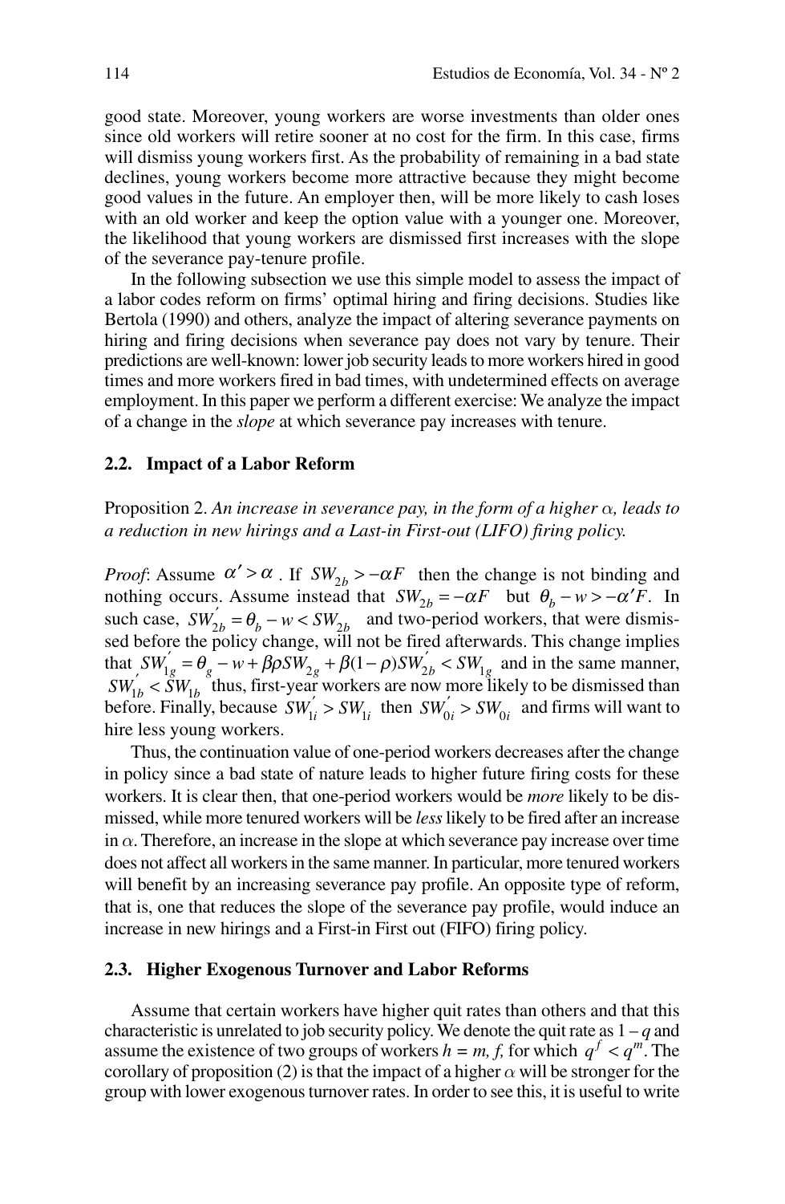good state. Moreover, young workers are worse investments than older ones since old workers will retire sooner at no cost for the firm. In this case, firms will dismiss young workers first. As the probability of remaining in a bad state declines, young workers become more attractive because they might become good values in the future. An employer then, will be more likely to cash loses with an old worker and keep the option value with a younger one. Moreover, the likelihood that young workers are dismissed first increases with the slope of the severance pay-tenure profile.

In the following subsection we use this simple model to assess the impact of a labor codes reform on firms' optimal hiring and firing decisions. Studies like Bertola (1990) and others, analyze the impact of altering severance payments on hiring and firing decisions when severance pay does not vary by tenure. Their predictions are well-known: lower job security leads to more workers hired in good times and more workers fired in bad times, with undetermined effects on average employment. In this paper we perform a different exercise: We analyze the impact of a change in the *slope* at which severance pay increases with tenure.

### 2.2. Impact of a Labor Reform

Proposition 2. *An increase in severance pay, in the form of a higher $\alpha$, leads to a reduction in new hirings and a Last-in First-out (LIFO) firing policy.*

*Proof*: Assume $\alpha' > \alpha$. If $SW_{2b} > -\alpha F$ then the change is not binding and nothing occurs. Assume instead that $SW_{2b} = -\alpha F$ but $\theta_b - w > -\alpha' F$. In such case, $SW_{2b}^{'} = \theta_b - w < SW_{2b}$ and two-period workers, that were dismissed before the policy change, will not be fired afterwards. This change implies that $SW_{1g}^{'} = \theta_g - w + \beta\rho SW_{2g} + \beta(1-\rho)SW_{2b}^{'} < SW_{1g}$ and in the same manner, $SW_{1b}^{'} < SW_{1b}$ thus, first-year workers are now more likely to be dismissed than before. Finally, because $SW_{1i}^{'} > SW_{1i}$ then $SW_{0i}^{'} > SW_{0i}$ and firms will want to hire less young workers.

Thus, the continuation value of one-period workers decreases after the change in policy since a bad state of nature leads to higher future firing costs for these workers. It is clear then, that one-period workers would be *more* likely to be dismissed, while more tenured workers will be *less* likely to be fired after an increase in $\alpha$. Therefore, an increase in the slope at which severance pay increase over time does not affect all workers in the same manner. In particular, more tenured workers will benefit by an increasing severance pay profile. An opposite type of reform, that is, one that reduces the slope of the severance pay profile, would induce an increase in new hirings and a First-in First out (FIFO) firing policy.

### 2.3. Higher Exogenous Turnover and Labor Reforms

Assume that certain workers have higher quit rates than others and that this characteristic is unrelated to job security policy. We denote the quit rate as $1 - q$ and assume the existence of two groups of workers $h = m, f$, for which $q^f < q^m$. The corollary of proposition (2) is that the impact of a higher $\alpha$ will be stronger for the group with lower exogenous turnover rates. In order to see this, it is useful to write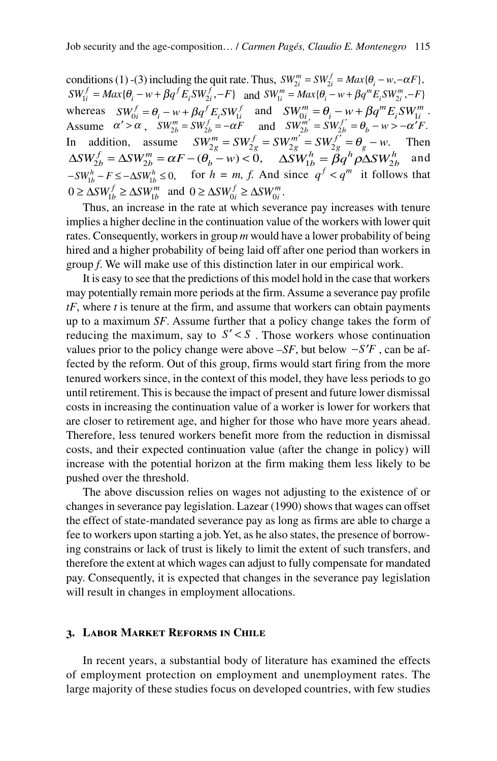conditions (1) -(3) including the quit rate. Thus, $SW_{2i}^m = SW_{2i}^f = Max\{\theta_i - w, -\alpha F\}$, $SW_{1i}^f = Max\{\theta_i - w + \beta q^f E_i SW_{2i}^f, -F\}$ and $SW_{1i}^m = Max\{\theta_i - w + \beta q^m E_i SW_{2i}^m, -F\}$ whereas $SW_{0i}^f = \theta_i - w + \beta q^f E_i SW_{1i}^f$ and $SW_{0i}^m = \theta_i - w + \beta q^m E_i SW_{1i}^m$. Assume $\alpha' > \alpha$, $SW_{2b}^m = SW_{2b}^f = -\alpha F$ and $SW_{2b}^{m'} = SW_{2b}^{f'} = \theta_b - w > -\alpha' F$. In addition, assume $SW_{2g}^m = SW_{2g}^f = SW_{2g}^{m'} = SW_{2g}^{f'} = \theta_g - w$. Then $\Delta SW_{2b}^f = \Delta SW_{2b}^m = \alpha F - (\theta_b - w) < 0$, $\Delta SW_{1b}^h = \beta q^h \rho \Delta SW_{2b}^h$ and $-SW_{1b}^h - F \leq -\Delta SW_{1b}^h \leq 0$, for *h = m, f*. And since $q^f < q^m$ it follows that $0 \geq \Delta SW_{1b}^f \geq \Delta SW_{1b}^m$ and $0 \geq \Delta SW_{0i}^f \geq \Delta SW_{0i}^m$.

Thus, an increase in the rate at which severance pay increases with tenure implies a higher decline in the continuation value of the workers with lower quit rates. Consequently, workers in group *m* would have a lower probability of being hired and a higher probability of being laid off after one period than workers in group *f*. We will make use of this distinction later in our empirical work.

It is easy to see that the predictions of this model hold in the case that workers may potentially remain more periods at the firm. Assume a severance pay profile *tF*, where *t* is tenure at the firm, and assume that workers can obtain payments up to a maximum *SF*. Assume further that a policy change takes the form of reducing the maximum, say to $S' < S$. Those workers whose continuation values prior to the policy change were above $-SF$, but below $-S'F$, can be affected by the reform. Out of this group, firms would start firing from the more tenured workers since, in the context of this model, they have less periods to go until retirement. This is because the impact of present and future lower dismissal costs in increasing the continuation value of a worker is lower for workers that are closer to retirement age, and higher for those who have more years ahead. Therefore, less tenured workers benefit more from the reduction in dismissal costs, and their expected continuation value (after the change in policy) will increase with the potential horizon at the firm making them less likely to be pushed over the threshold.

The above discussion relies on wages not adjusting to the existence of or changes in severance pay legislation. Lazear (1990) shows that wages can offset the effect of state-mandated severance pay as long as firms are able to charge a fee to workers upon starting a job. Yet, as he also states, the presence of borrowing constrains or lack of trust is likely to limit the extent of such transfers, and therefore the extent at which wages can adjust to fully compensate for mandated pay. Consequently, it is expected that changes in the severance pay legislation will result in changes in employment allocations.

## 3. Labor Market Reforms in Chile

In recent years, a substantial body of literature has examined the effects of employment protection on employment and unemployment rates. The large majority of these studies focus on developed countries, with few studies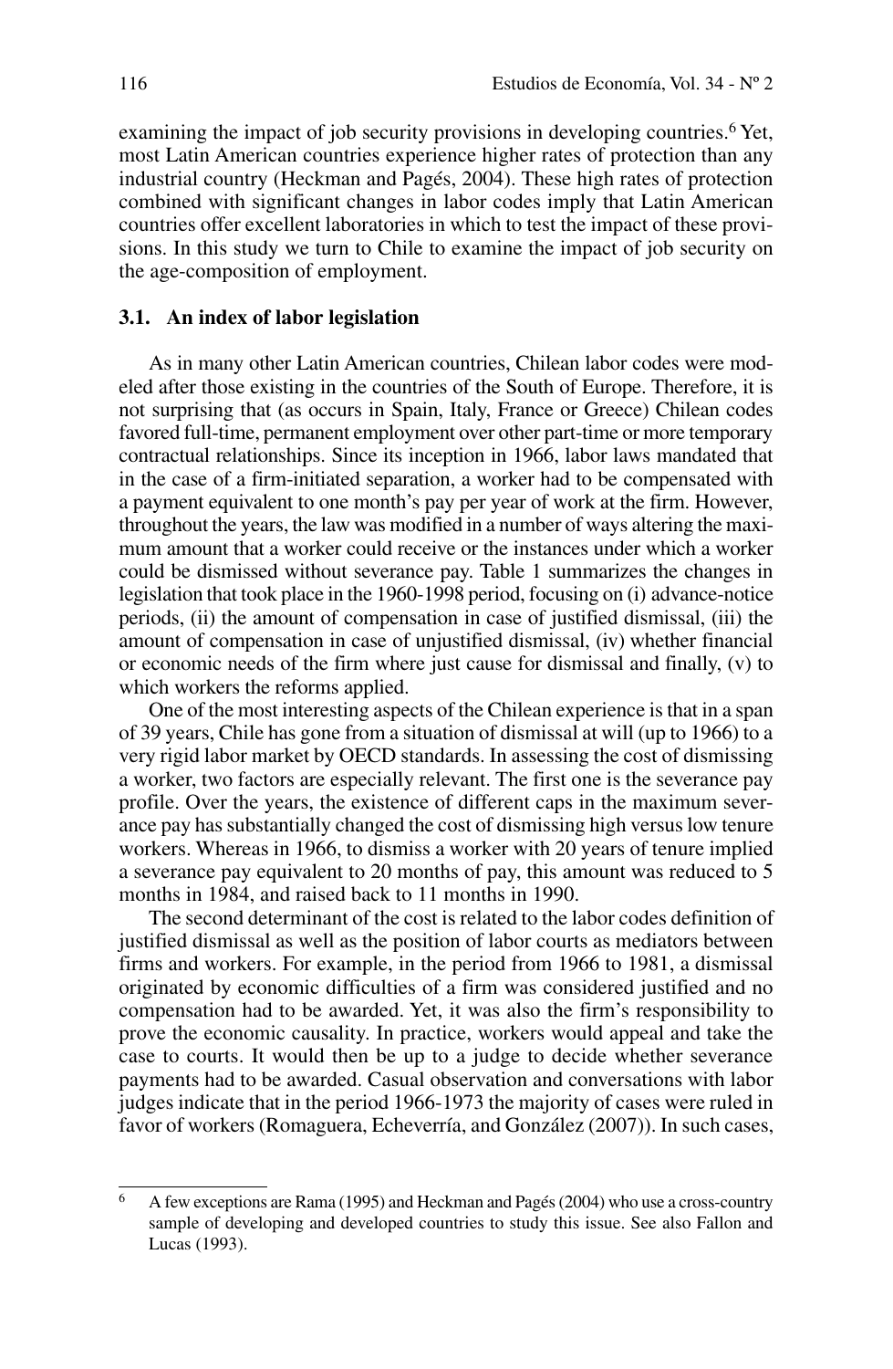examining the impact of job security provisions in developing countries.[6] Yet, most Latin American countries experience higher rates of protection than any industrial country (Heckman and Pagés, 2004). These high rates of protection combined with significant changes in labor codes imply that Latin American countries offer excellent laboratories in which to test the impact of these provisions. In this study we turn to Chile to examine the impact of job security on the age-composition of employment.

### 3.1. An index of labor legislation

As in many other Latin American countries, Chilean labor codes were modeled after those existing in the countries of the South of Europe. Therefore, it is not surprising that (as occurs in Spain, Italy, France or Greece) Chilean codes favored full-time, permanent employment over other part-time or more temporary contractual relationships. Since its inception in 1966, labor laws mandated that in the case of a firm-initiated separation, a worker had to be compensated with a payment equivalent to one month's pay per year of work at the firm. However, throughout the years, the law was modified in a number of ways altering the maximum amount that a worker could receive or the instances under which a worker could be dismissed without severance pay. Table 1 summarizes the changes in legislation that took place in the 1960-1998 period, focusing on (i) advance-notice periods, (ii) the amount of compensation in case of justified dismissal, (iii) the amount of compensation in case of unjustified dismissal, (iv) whether financial or economic needs of the firm where just cause for dismissal and finally, (v) to which workers the reforms applied.

One of the most interesting aspects of the Chilean experience is that in a span of 39 years, Chile has gone from a situation of dismissal at will (up to 1966) to a very rigid labor market by OECD standards. In assessing the cost of dismissing a worker, two factors are especially relevant. The first one is the severance pay profile. Over the years, the existence of different caps in the maximum severance pay has substantially changed the cost of dismissing high versus low tenure workers. Whereas in 1966, to dismiss a worker with 20 years of tenure implied a severance pay equivalent to 20 months of pay, this amount was reduced to 5 months in 1984, and raised back to 11 months in 1990.

The second determinant of the cost is related to the labor codes definition of justified dismissal as well as the position of labor courts as mediators between firms and workers. For example, in the period from 1966 to 1981, a dismissal originated by economic difficulties of a firm was considered justified and no compensation had to be awarded. Yet, it was also the firm's responsibility to prove the economic causality. In practice, workers would appeal and take the case to courts. It would then be up to a judge to decide whether severance payments had to be awarded. Casual observation and conversations with labor judges indicate that in the period 1966-1973 the majority of cases were ruled in favor of workers (Romaguera, Echeverría, and González (2007)). In such cases,

[6] A few exceptions are Rama (1995) and Heckman and Pagés (2004) who use a cross-country sample of developing and developed countries to study this issue. See also Fallon and Lucas (1993).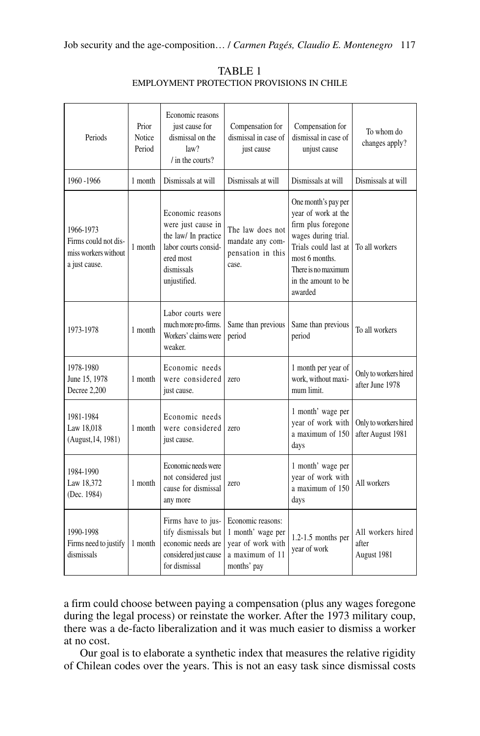TABLE 1
EMPLOYMENT PROTECTION PROVISIONS IN CHILE

| Periods | Prior Notice Period | Economic reasons just cause for dismissal on the law? / in the courts? | Compensation for dismissal in case of just cause | Compensation for dismissal in case of unjust cause | To whom do changes apply? |
|---|---|---|---|---|---|
| 1960 -1966 | 1 month | Dismissals at will | Dismissals at will | Dismissals at will | Dismissals at will |
| 1966-1973 Firms could not dismiss workers without a just cause. | 1 month | Economic reasons were just cause in the law/ In practice labor courts considered most dismissals unjustified. | The law does not mandate any compensation in this case. | One month's pay per year of work at the firm plus foregone wages during trial. Trials could last at most 6 months. There is no maximum in the amount to be awarded | To all workers |
| 1973-1978 | 1 month | Labor courts were much more pro-firms. Workers' claims were weaker. | Same than previous period | Same than previous period | To all workers |
| 1978-1980 June 15, 1978 Decree 2,200 | 1 month | Economic needs were considered just cause. | zero | 1 month per year of work, without maximum limit. | Only to workers hired after June 1978 |
| 1981-1984 Law 18,018 (August,14, 1981) | 1 month | Economic needs were considered just cause. | zero | 1 month' wage per year of work with a maximum of 150 days | Only to workers hired after August 1981 |
| 1984-1990 Law 18,372 (Dec. 1984) | 1 month | Economic needs were not considered just cause for dismissal any more | zero | 1 month' wage per year of work with a maximum of 150 days | All workers |
| 1990-1998 Firms need to justify dismissals | 1 month | Firms have to justify dismissals but economic needs are considered just cause for dismissal | Economic reasons: 1 month' wage per year of work with a maximum of 11 months' pay | 1.2-1.5 months per year of work | All workers hired after August 1981 |

a firm could choose between paying a compensation (plus any wages foregone during the legal process) or reinstate the worker. After the 1973 military coup, there was a de-facto liberalization and it was much easier to dismiss a worker at no cost.

Our goal is to elaborate a synthetic index that measures the relative rigidity of Chilean codes over the years. This is not an easy task since dismissal costs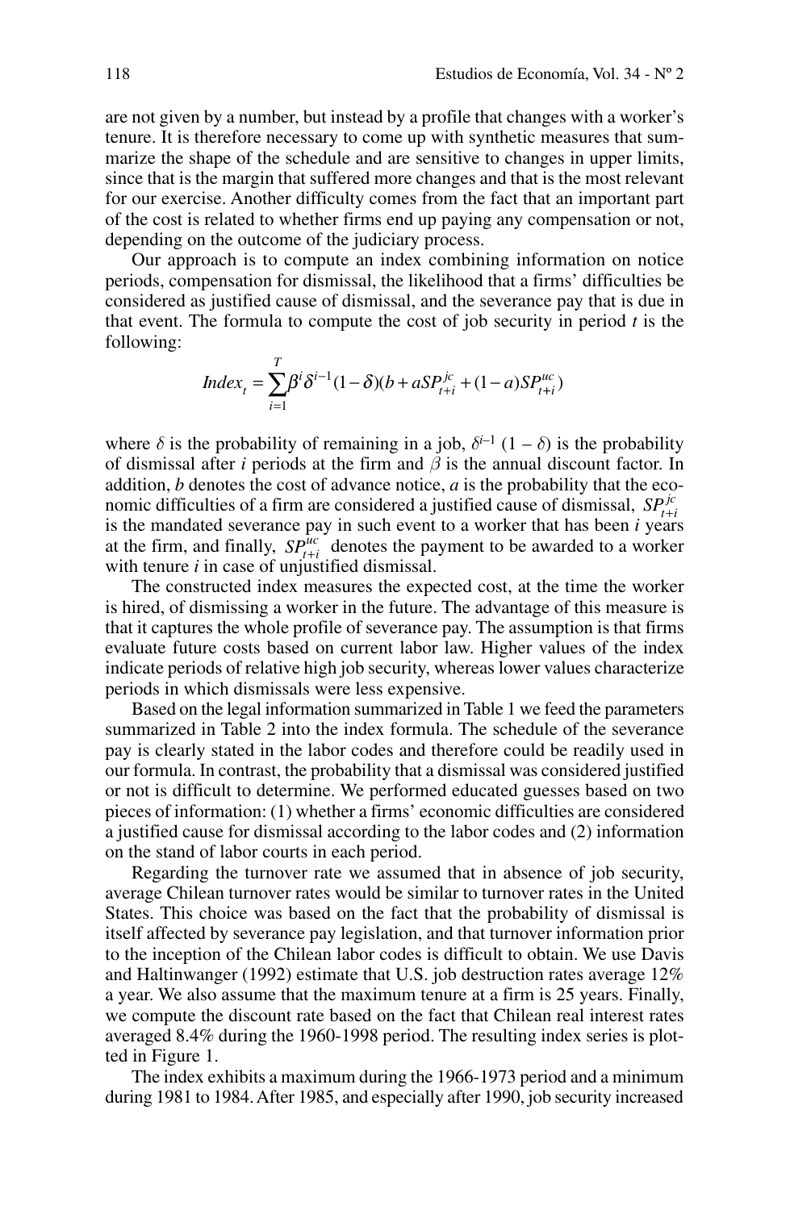are not given by a number, but instead by a profile that changes with a worker's tenure. It is therefore necessary to come up with synthetic measures that summarize the shape of the schedule and are sensitive to changes in upper limits, since that is the margin that suffered more changes and that is the most relevant for our exercise. Another difficulty comes from the fact that an important part of the cost is related to whether firms end up paying any compensation or not, depending on the outcome of the judiciary process.

Our approach is to compute an index combining information on notice periods, compensation for dismissal, the likelihood that a firms' difficulties be considered as justified cause of dismissal, and the severance pay that is due in that event. The formula to compute the cost of job security in period $t$ is the following:

$$Index_t = \sum_{i=1}^{T} \beta^i \delta^{i-1}(1-\delta)(b + aSP_{t+i}^{jc} + (1-a)SP_{t+i}^{uc})$$

where $\delta$ is the probability of remaining in a job, $\delta^{i-1}(1-\delta)$ is the probability of dismissal after $i$ periods at the firm and $\beta$ is the annual discount factor. In addition, $b$ denotes the cost of advance notice, $a$ is the probability that the economic difficulties of a firm are considered a justified cause of dismissal, $SP_{t+i}^{jc}$ is the mandated severance pay in such event to a worker that has been $i$ years at the firm, and finally, $SP_{t+i}^{uc}$ denotes the payment to be awarded to a worker with tenure $i$ in case of unjustified dismissal.

The constructed index measures the expected cost, at the time the worker is hired, of dismissing a worker in the future. The advantage of this measure is that it captures the whole profile of severance pay. The assumption is that firms evaluate future costs based on current labor law. Higher values of the index indicate periods of relative high job security, whereas lower values characterize periods in which dismissals were less expensive.

Based on the legal information summarized in Table 1 we feed the parameters summarized in Table 2 into the index formula. The schedule of the severance pay is clearly stated in the labor codes and therefore could be readily used in our formula. In contrast, the probability that a dismissal was considered justified or not is difficult to determine. We performed educated guesses based on two pieces of information: (1) whether a firms' economic difficulties are considered a justified cause for dismissal according to the labor codes and (2) information on the stand of labor courts in each period.

Regarding the turnover rate we assumed that in absence of job security, average Chilean turnover rates would be similar to turnover rates in the United States. This choice was based on the fact that the probability of dismissal is itself affected by severance pay legislation, and that turnover information prior to the inception of the Chilean labor codes is difficult to obtain. We use Davis and Haltinwanger (1992) estimate that U.S. job destruction rates average 12% a year. We also assume that the maximum tenure at a firm is 25 years. Finally, we compute the discount rate based on the fact that Chilean real interest rates averaged 8.4% during the 1960-1998 period. The resulting index series is plotted in Figure 1.

The index exhibits a maximum during the 1966-1973 period and a minimum during 1981 to 1984. After 1985, and especially after 1990, job security increased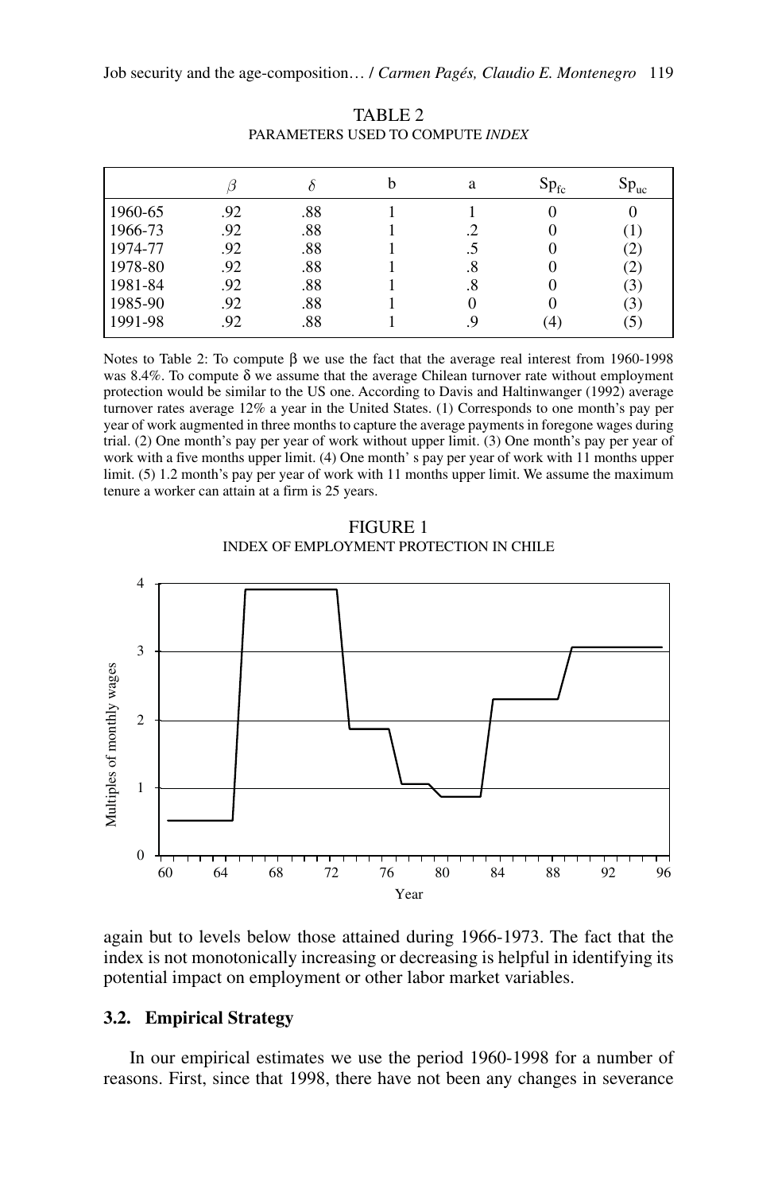TABLE 2
PARAMETERS USED TO COMPUTE *INDEX*

| | $\beta$ | $\delta$ | b | a | $Sp_{fc}$ | $Sp_{uc}$ |
|---|---|---|---|---|---|---|
| 1960-65 | .92 | .88 | 1 | 1 | 0 | 0 |
| 1966-73 | .92 | .88 | 1 | .2 | 0 | (1) |
| 1974-77 | .92 | .88 | 1 | .5 | 0 | (2) |
| 1978-80 | .92 | .88 | 1 | .8 | 0 | (2) |
| 1981-84 | .92 | .88 | 1 | .8 | 0 | (3) |
| 1985-90 | .92 | .88 | 1 | 0 | 0 | (3) |
| 1991-98 | .92 | .88 | 1 | .9 | (4) | (5) |

Notes to Table 2: To compute β we use the fact that the average real interest from 1960-1998 was 8.4%. To compute δ we assume that the average Chilean turnover rate without employment protection would be similar to the US one. According to Davis and Haltinwanger (1992) average turnover rates average 12% a year in the United States. (1) Corresponds to one month's pay per year of work augmented in three months to capture the average payments in foregone wages during trial. (2) One month's pay per year of work without upper limit. (3) One month's pay per year of work with a five months upper limit. (4) One month' s pay per year of work with 11 months upper limit. (5) 1.2 month's pay per year of work with 11 months upper limit. We assume the maximum tenure a worker can attain at a firm is 25 years.

FIGURE 1
INDEX OF EMPLOYMENT PROTECTION IN CHILE

again but to levels below those attained during 1966-1973. The fact that the index is not monotonically increasing or decreasing is helpful in identifying its potential impact on employment or other labor market variables.

### 3.2. Empirical Strategy

In our empirical estimates we use the period 1960-1998 for a number of reasons. First, since that 1998, there have not been any changes in severance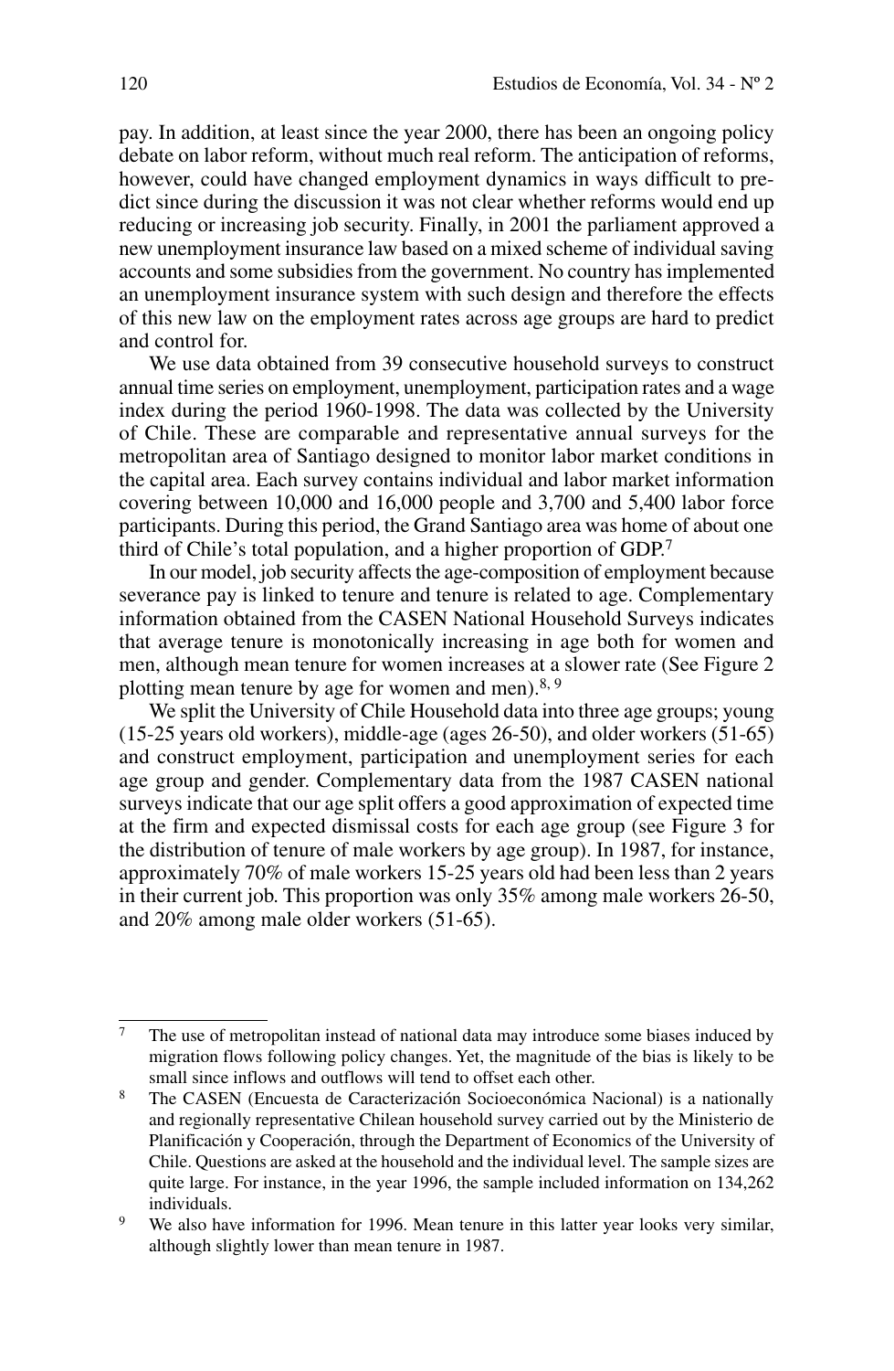pay. In addition, at least since the year 2000, there has been an ongoing policy debate on labor reform, without much real reform. The anticipation of reforms, however, could have changed employment dynamics in ways difficult to predict since during the discussion it was not clear whether reforms would end up reducing or increasing job security. Finally, in 2001 the parliament approved a new unemployment insurance law based on a mixed scheme of individual saving accounts and some subsidies from the government. No country has implemented an unemployment insurance system with such design and therefore the effects of this new law on the employment rates across age groups are hard to predict and control for.

We use data obtained from 39 consecutive household surveys to construct annual time series on employment, unemployment, participation rates and a wage index during the period 1960-1998. The data was collected by the University of Chile. These are comparable and representative annual surveys for the metropolitan area of Santiago designed to monitor labor market conditions in the capital area. Each survey contains individual and labor market information covering between 10,000 and 16,000 people and 3,700 and 5,400 labor force participants. During this period, the Grand Santiago area was home of about one third of Chile's total population, and a higher proportion of GDP.[7]

In our model, job security affects the age-composition of employment because severance pay is linked to tenure and tenure is related to age. Complementary information obtained from the CASEN National Household Surveys indicates that average tenure is monotonically increasing in age both for women and men, although mean tenure for women increases at a slower rate (See Figure 2 plotting mean tenure by age for women and men).[8, 9]

We split the University of Chile Household data into three age groups; young (15-25 years old workers), middle-age (ages 26-50), and older workers (51-65) and construct employment, participation and unemployment series for each age group and gender. Complementary data from the 1987 CASEN national surveys indicate that our age split offers a good approximation of expected time at the firm and expected dismissal costs for each age group (see Figure 3 for the distribution of tenure of male workers by age group). In 1987, for instance, approximately 70% of male workers 15-25 years old had been less than 2 years in their current job. This proportion was only 35% among male workers 26-50, and 20% among male older workers (51-65).

---

[7] The use of metropolitan instead of national data may introduce some biases induced by migration flows following policy changes. Yet, the magnitude of the bias is likely to be small since inflows and outflows will tend to offset each other.

[8] The CASEN (Encuesta de Caracterización Socioeconómica Nacional) is a nationally and regionally representative Chilean household survey carried out by the Ministerio de Planificación y Cooperación, through the Department of Economics of the University of Chile. Questions are asked at the household and the individual level. The sample sizes are quite large. For instance, in the year 1996, the sample included information on 134,262 individuals.

[9] We also have information for 1996. Mean tenure in this latter year looks very similar, although slightly lower than mean tenure in 1987.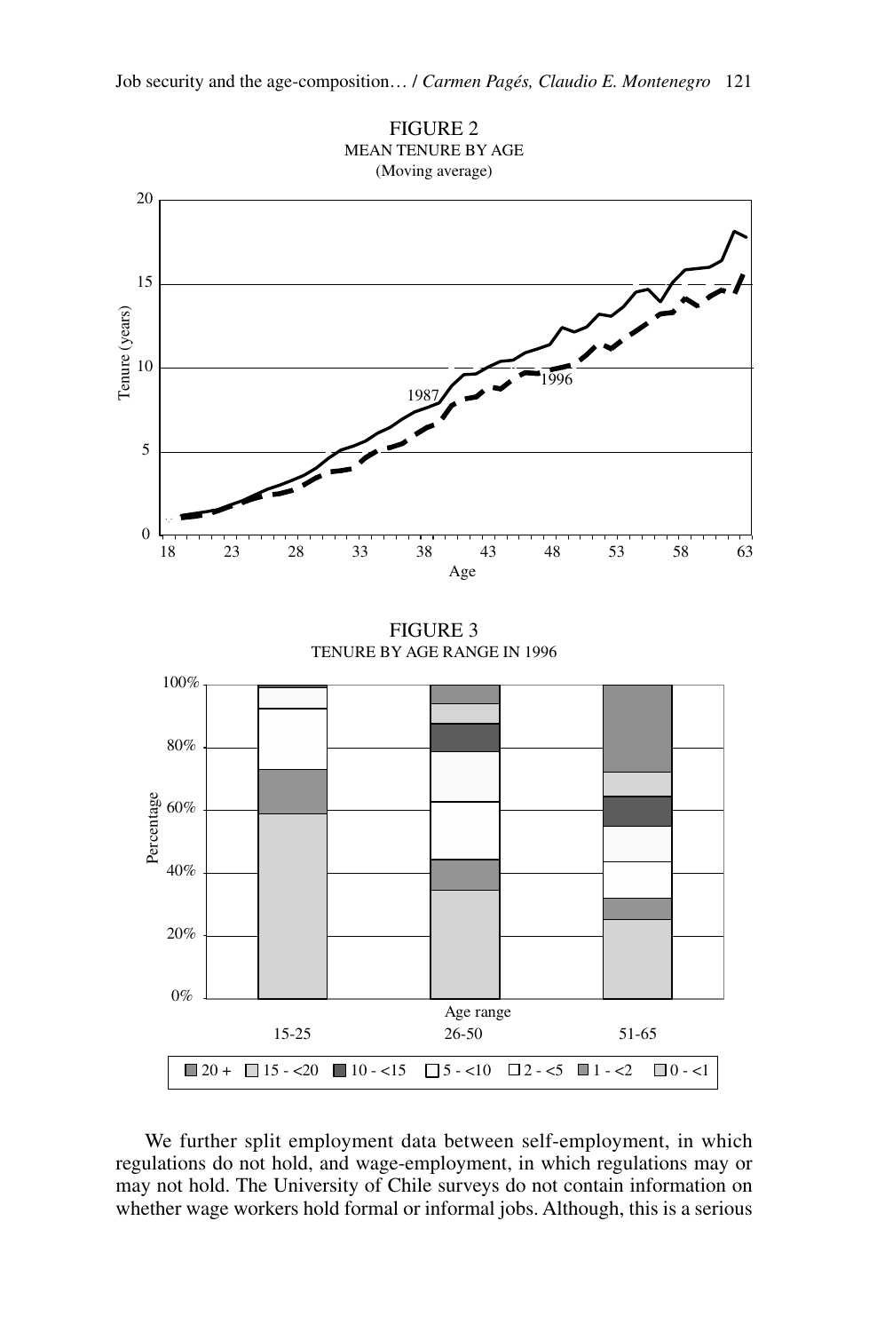FIGURE 2
MEAN TENURE BY AGE
(Moving average)

FIGURE 3
TENURE BY AGE RANGE IN 1996

We further split employment data between self-employment, in which regulations do not hold, and wage-employment, in which regulations may or may not hold. The University of Chile surveys do not contain information on whether wage workers hold formal or informal jobs. Although, this is a serious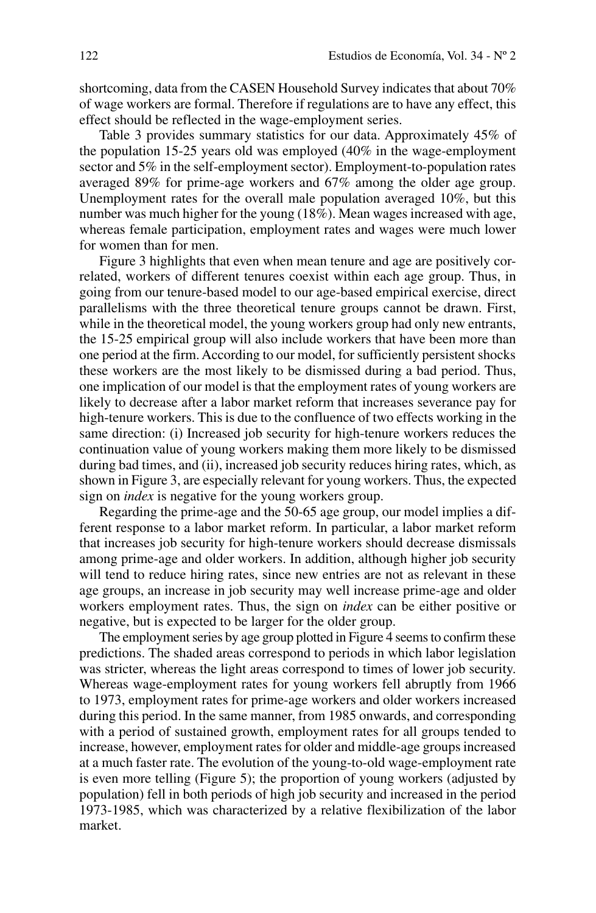shortcoming, data from the CASEN Household Survey indicates that about 70% of wage workers are formal. Therefore if regulations are to have any effect, this effect should be reflected in the wage-employment series.

Table 3 provides summary statistics for our data. Approximately 45% of the population 15-25 years old was employed (40% in the wage-employment sector and 5% in the self-employment sector). Employment-to-population rates averaged 89% for prime-age workers and 67% among the older age group. Unemployment rates for the overall male population averaged 10%, but this number was much higher for the young (18%). Mean wages increased with age, whereas female participation, employment rates and wages were much lower for women than for men.

Figure 3 highlights that even when mean tenure and age are positively correlated, workers of different tenures coexist within each age group. Thus, in going from our tenure-based model to our age-based empirical exercise, direct parallelisms with the three theoretical tenure groups cannot be drawn. First, while in the theoretical model, the young workers group had only new entrants, the 15-25 empirical group will also include workers that have been more than one period at the firm. According to our model, for sufficiently persistent shocks these workers are the most likely to be dismissed during a bad period. Thus, one implication of our model is that the employment rates of young workers are likely to decrease after a labor market reform that increases severance pay for high-tenure workers. This is due to the confluence of two effects working in the same direction: (i) Increased job security for high-tenure workers reduces the continuation value of young workers making them more likely to be dismissed during bad times, and (ii), increased job security reduces hiring rates, which, as shown in Figure 3, are especially relevant for young workers. Thus, the expected sign on *index* is negative for the young workers group.

Regarding the prime-age and the 50-65 age group, our model implies a different response to a labor market reform. In particular, a labor market reform that increases job security for high-tenure workers should decrease dismissals among prime-age and older workers. In addition, although higher job security will tend to reduce hiring rates, since new entries are not as relevant in these age groups, an increase in job security may well increase prime-age and older workers employment rates. Thus, the sign on *index* can be either positive or negative, but is expected to be larger for the older group.

The employment series by age group plotted in Figure 4 seems to confirm these predictions. The shaded areas correspond to periods in which labor legislation was stricter, whereas the light areas correspond to times of lower job security. Whereas wage-employment rates for young workers fell abruptly from 1966 to 1973, employment rates for prime-age workers and older workers increased during this period. In the same manner, from 1985 onwards, and corresponding with a period of sustained growth, employment rates for all groups tended to increase, however, employment rates for older and middle-age groups increased at a much faster rate. The evolution of the young-to-old wage-employment rate is even more telling (Figure 5); the proportion of young workers (adjusted by population) fell in both periods of high job security and increased in the period 1973-1985, which was characterized by a relative flexibilization of the labor market.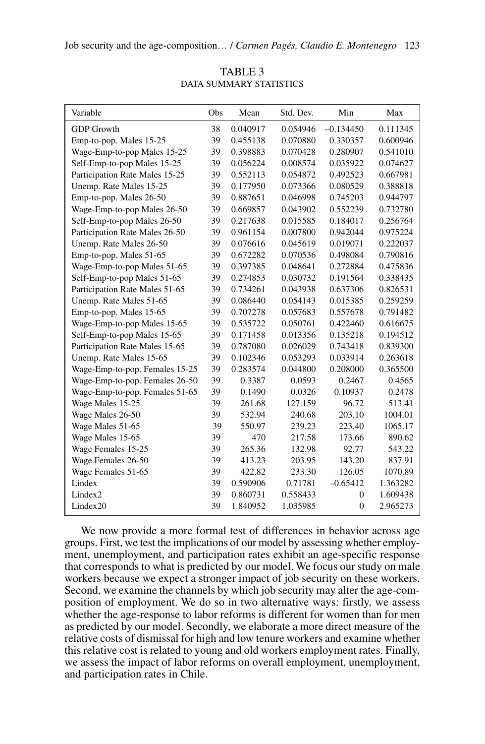TABLE 3
DATA SUMMARY STATISTICS

| Variable | Obs | Mean | Std. Dev. | Min | Max |
|---|---|---|---|---|---|
| GDP Growth | 38 | 0.040917 | 0.054946 | –0.134450 | 0.111345 |
| Emp-to-pop. Males 15-25 | 39 | 0.455138 | 0.070880 | 0.330357 | 0.600946 |
| Wage-Emp-to-pop Males 15-25 | 39 | 0.398883 | 0.070428 | 0.280907 | 0.541010 |
| Self-Emp-to-pop Males 15-25 | 39 | 0.056224 | 0.008574 | 0.035922 | 0.074627 |
| Participation Rate Males 15-25 | 39 | 0.552113 | 0.054872 | 0.492523 | 0.667981 |
| Unemp. Rate Males 15-25 | 39 | 0.177950 | 0.073366 | 0.080529 | 0.388818 |
| Emp-to-pop. Males 26-50 | 39 | 0.887651 | 0.046998 | 0.745203 | 0.944797 |
| Wage-Emp-to-pop Males 26-50 | 39 | 0.669857 | 0.043902 | 0.552239 | 0.732780 |
| Self-Emp-to-pop Males 26-50 | 39 | 0.217638 | 0.015585 | 0.184017 | 0.256764 |
| Participation Rate Males 26-50 | 39 | 0.961154 | 0.007800 | 0.942044 | 0.975224 |
| Unemp. Rate Males 26-50 | 39 | 0.076616 | 0.045619 | 0.019071 | 0.222037 |
| Emp-to-pop. Males 51-65 | 39 | 0.672282 | 0.070536 | 0.498084 | 0.790816 |
| Wage-Emp-to-pop Males 51-65 | 39 | 0.397385 | 0.048641 | 0.272884 | 0.475836 |
| Self-Emp-to-pop Males 51-65 | 39 | 0.274853 | 0.030732 | 0.191564 | 0.338435 |
| Participation Rate Males 51-65 | 39 | 0.734261 | 0.043938 | 0.637306 | 0.826531 |
| Unemp. Rate Males 51-65 | 39 | 0.086440 | 0.054143 | 0.015385 | 0.259259 |
| Emp-to-pop. Males 15-65 | 39 | 0.707278 | 0.057683 | 0.557678 | 0.791482 |
| Wage-Emp-to-pop Males 15-65 | 39 | 0.535722 | 0.050761 | 0.422460 | 0.616675 |
| Self-Emp-to-pop Males 15-65 | 39 | 0.171458 | 0.013356 | 0.135218 | 0.194512 |
| Participation Rate Males 15-65 | 39 | 0.787080 | 0.026029 | 0.743418 | 0.839300 |
| Unemp. Rate Males 15-65 | 39 | 0.102346 | 0.053293 | 0.033914 | 0.263618 |
| Wage-Emp-to-pop. Females 15-25 | 39 | 0.283574 | 0.044800 | 0.208000 | 0.365500 |
| Wage-Emp-to-pop. Females 26-50 | 39 | 0.3387 | 0.0593 | 0.2467 | 0.4565 |
| Wage-Emp-to-pop. Females 51-65 | 39 | 0.1490 | 0.0326 | 0.10937 | 0.2478 |
| Wage Males 15-25 | 39 | 261.68 | 127.159 | 96.72 | 513.41 |
| Wage Males 26-50 | 39 | 532.94 | 240.68 | 203.10 | 1004.01 |
| Wage Males 51-65 | 39 | 550.97 | 239.23 | 223.40 | 1065.17 |
| Wage Males 15-65 | 39 | 470 | 217.58 | 173.66 | 890.62 |
| Wage Females 15-25 | 39 | 265.36 | 132.98 | 92.77 | 543.22 |
| Wage Females 26-50 | 39 | 413.23 | 203.95 | 143.20 | 837.91 |
| Wage Females 51-65 | 39 | 422.82 | 233.30 | 126.05 | 1070.89 |
| Lindex | 39 | 0.590906 | 0.71781 | –0.65412 | 1.363282 |
| Lindex2 | 39 | 0.860731 | 0.558433 | 0 | 1.609438 |
| Lindex20 | 39 | 1.840952 | 1.035985 | 0 | 2.965273 |

We now provide a more formal test of differences in behavior across age groups. First, we test the implications of our model by assessing whether employment, unemployment, and participation rates exhibit an age-specific response that corresponds to what is predicted by our model. We focus our study on male workers because we expect a stronger impact of job security on these workers. Second, we examine the channels by which job security may alter the age-composition of employment. We do so in two alternative ways: firstly, we assess whether the age-response to labor reforms is different for women than for men as predicted by our model. Secondly, we elaborate a more direct measure of the relative costs of dismissal for high and low tenure workers and examine whether this relative cost is related to young and old workers employment rates. Finally, we assess the impact of labor reforms on overall employment, unemployment, and participation rates in Chile.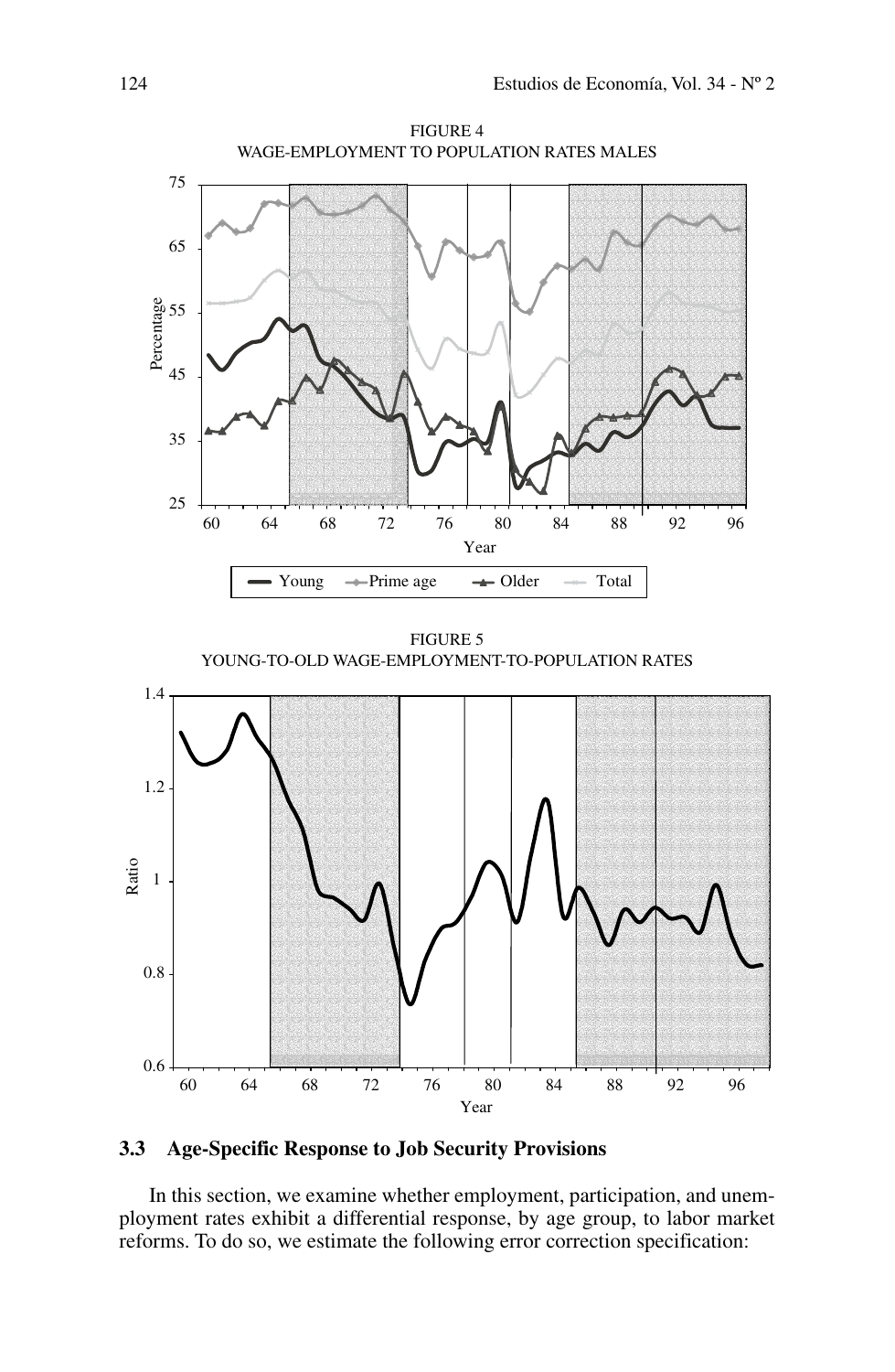FIGURE 4
WAGE-EMPLOYMENT TO POPULATION RATES MALES

FIGURE 5
YOUNG-TO-OLD WAGE-EMPLOYMENT-TO-POPULATION RATES

### 3.3 Age-Specific Response to Job Security Provisions

In this section, we examine whether employment, participation, and unemployment rates exhibit a differential response, by age group, to labor market reforms. To do so, we estimate the following error correction specification: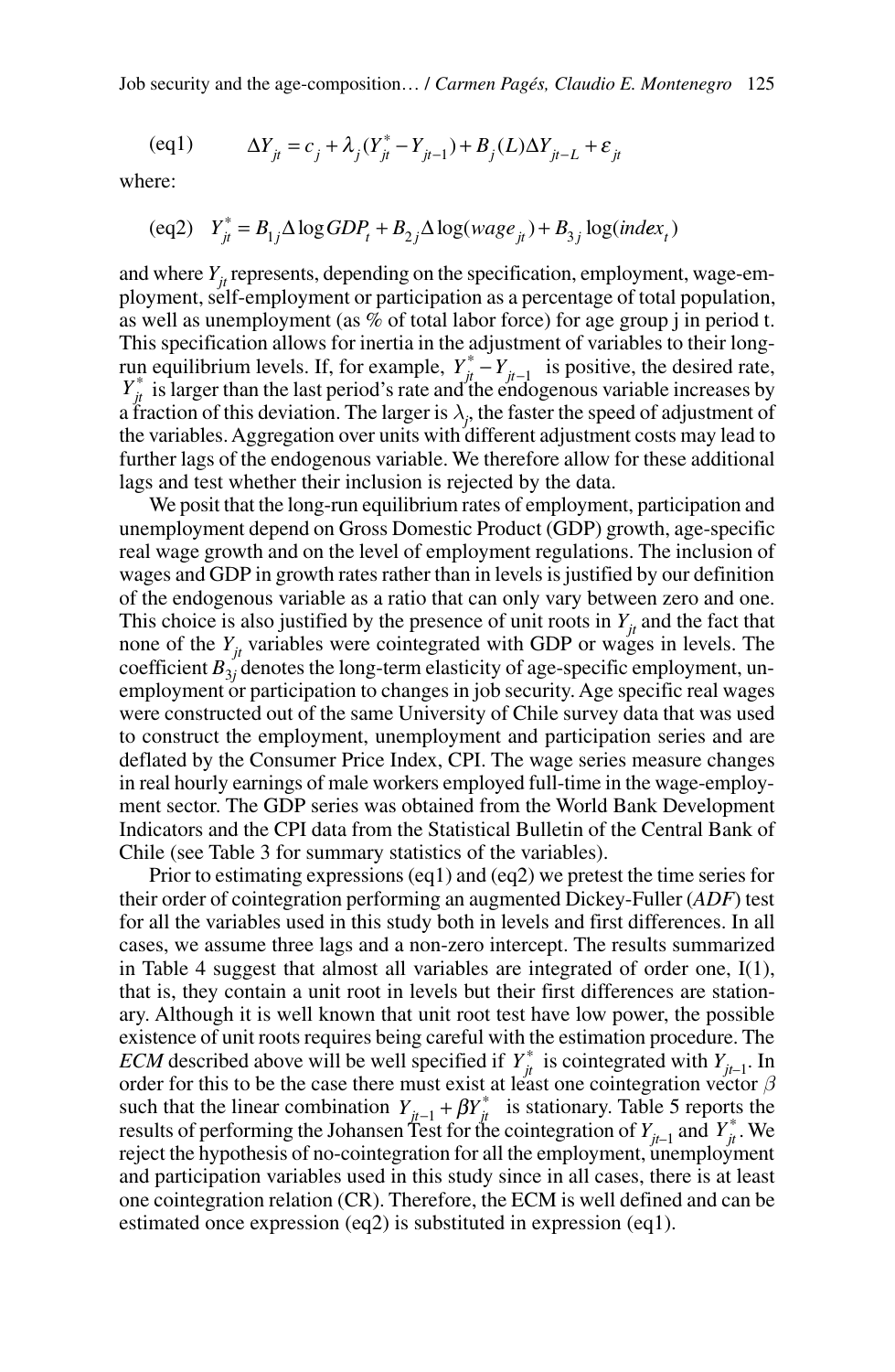$$\text{(eq1)} \qquad \Delta Y_{jt} = c_j + \lambda_j (Y_{jt}^* - Y_{jt-1}) + B_j(L)\Delta Y_{jt-L} + \varepsilon_{jt}$$

where:

$$\text{(eq2)} \quad Y_{jt}^* = B_{1j}\Delta \log GDP_t + B_{2j}\Delta \log(wage_{jt}) + B_{3j}\log(index_t)$$

and where $Y_{jt}$ represents, depending on the specification, employment, wage-employment, self-employment or participation as a percentage of total population, as well as unemployment (as % of total labor force) for age group j in period t. This specification allows for inertia in the adjustment of variables to their long-run equilibrium levels. If, for example, $Y_{jt}^* - Y_{jt-1}$ is positive, the desired rate, $Y_{jt}^*$ is larger than the last period's rate and the endogenous variable increases by a fraction of this deviation. The larger is $\lambda_j$, the faster the speed of adjustment of the variables. Aggregation over units with different adjustment costs may lead to further lags of the endogenous variable. We therefore allow for these additional lags and test whether their inclusion is rejected by the data.

We posit that the long-run equilibrium rates of employment, participation and unemployment depend on Gross Domestic Product (GDP) growth, age-specific real wage growth and on the level of employment regulations. The inclusion of wages and GDP in growth rates rather than in levels is justified by our definition of the endogenous variable as a ratio that can only vary between zero and one. This choice is also justified by the presence of unit roots in $Y_{jt}$ and the fact that none of the $Y_{jt}$ variables were cointegrated with GDP or wages in levels. The coefficient $B_{3j}$ denotes the long-term elasticity of age-specific employment, unemployment or participation to changes in job security. Age specific real wages were constructed out of the same University of Chile survey data that was used to construct the employment, unemployment and participation series and are deflated by the Consumer Price Index, CPI. The wage series measure changes in real hourly earnings of male workers employed full-time in the wage-employment sector. The GDP series was obtained from the World Bank Development Indicators and the CPI data from the Statistical Bulletin of the Central Bank of Chile (see Table 3 for summary statistics of the variables).

Prior to estimating expressions (eq1) and (eq2) we pretest the time series for their order of cointegration performing an augmented Dickey-Fuller (*ADF*) test for all the variables used in this study both in levels and first differences. In all cases, we assume three lags and a non-zero intercept. The results summarized in Table 4 suggest that almost all variables are integrated of order one, I(1), that is, they contain a unit root in levels but their first differences are stationary. Although it is well known that unit root test have low power, the possible existence of unit roots requires being careful with the estimation procedure. The *ECM* described above will be well specified if $Y_{jt}^*$ is cointegrated with $Y_{jt-1}$. In order for this to be the case there must exist at least one cointegration vector $\beta$ such that the linear combination $Y_{jt-1} + \beta Y_{jt}^*$ is stationary. Table 5 reports the results of performing the Johansen Test for the cointegration of $Y_{jt-1}$ and $Y_{jt}^*$. We reject the hypothesis of no-cointegration for all the employment, unemployment and participation variables used in this study since in all cases, there is at least one cointegration relation (CR). Therefore, the ECM is well defined and can be estimated once expression (eq2) is substituted in expression (eq1).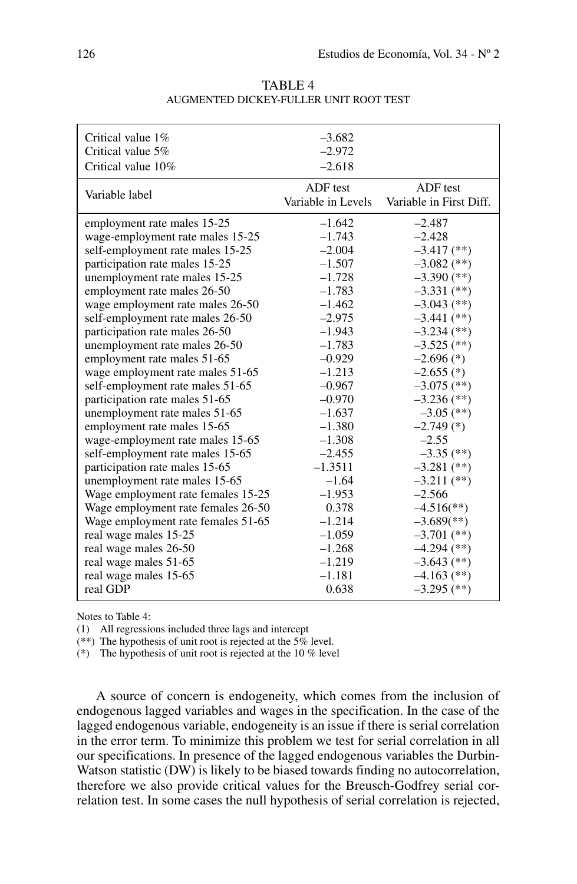TABLE 4
AUGMENTED DICKEY-FULLER UNIT ROOT TEST

| | | |
|---|---|---|
| Critical value 1% | –3.682 | |
| Critical value 5% | –2.972 | |
| Critical value 10% | –2.618 | |
| **Variable label** | **ADF test Variable in Levels** | **ADF test Variable in First Diff.** |
| employment rate males 15-25 | –1.642 | –2.487 |
| wage-employment rate males 15-25 | –1.743 | –2.428 |
| self-employment rate males 15-25 | –2.004 | –3.417 (**) |
| participation rate males 15-25 | –1.507 | –3.082 (**) |
| unemployment rate males 15-25 | –1.728 | –3.390 (**) |
| employment rate males 26-50 | –1.783 | –3.331 (**) |
| wage employment rate males 26-50 | –1.462 | –3.043 (**) |
| self-employment rate males 26-50 | –2.975 | –3.441 (**) |
| participation rate males 26-50 | –1.943 | –3.234 (**) |
| unemployment rate males 26-50 | –1.783 | –3.525 (**) |
| employment rate males 51-65 | –0.929 | –2.696 (*) |
| wage employment rate males 51-65 | –1.213 | –2.655 (*) |
| self-employment rate males 51-65 | –0.967 | –3.075 (**) |
| participation rate males 51-65 | –0.970 | –3.236 (**) |
| unemployment rate males 51-65 | –1.637 | –3.05 (**) |
| employment rate males 15-65 | –1.380 | –2.749 (*) |
| wage-employment rate males 15-65 | –1.308 | –2.55 |
| self-employment rate males 15-65 | –2.455 | –3.35 (**) |
| participation rate males 15-65 | –1.3511 | –3.281 (**) |
| unemployment rate males 15-65 | –1.64 | –3.211 (**) |
| Wage employment rate females 15-25 | –1.953 | –2.566 |
| Wage employment rate females 26-50 | 0.378 | –4.516(**) |
| Wage employment rate females 51-65 | –1.214 | –3.689(**) |
| real wage males 15-25 | –1.059 | –3.701 (**) |
| real wage males 26-50 | –1.268 | –4.294 (**) |
| real wage males 51-65 | –1.219 | –3.643 (**) |
| real wage males 15-65 | –1.181 | –4.163 (**) |
| real GDP | 0.638 | –3.295 (**) |

Notes to Table 4:

(1) All regressions included three lags and intercept

(**) The hypothesis of unit root is rejected at the 5% level.

(*) The hypothesis of unit root is rejected at the 10 % level

A source of concern is endogeneity, which comes from the inclusion of endogenous lagged variables and wages in the specification. In the case of the lagged endogenous variable, endogeneity is an issue if there is serial correlation in the error term. To minimize this problem we test for serial correlation in all our specifications. In presence of the lagged endogenous variables the Durbin-Watson statistic (DW) is likely to be biased towards finding no autocorrelation, therefore we also provide critical values for the Breusch-Godfrey serial correlation test. In some cases the null hypothesis of serial correlation is rejected,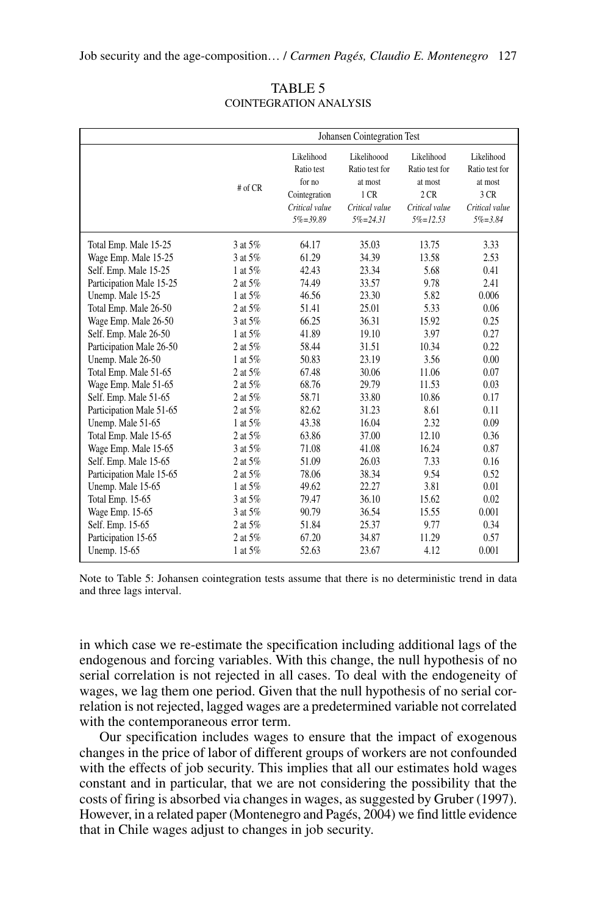TABLE 5
COINTEGRATION ANALYSIS

| | Johansen Cointegration Test | | | | |
|---|---|---|---|---|---|
| | # of CR | Likelihood Ratio test for no Cointegration *Critical value 5%=39.89* | Likelihoood Ratio test for at most 1 CR *Critical value 5%=24.31* | Likelihood Ratio test for at most 2 CR *Critical value 5%=12.53* | Likelihood Ratio test for at most 3 CR *Critical value 5%=3.84* |
| Total Emp. Male 15-25 | 3 at 5% | 64.17 | 35.03 | 13.75 | 3.33 |
| Wage Emp. Male 15-25 | 3 at 5% | 61.29 | 34.39 | 13.58 | 2.53 |
| Self. Emp. Male 15-25 | 1 at 5% | 42.43 | 23.34 | 5.68 | 0.41 |
| Participation Male 15-25 | 2 at 5% | 74.49 | 33.57 | 9.78 | 2.41 |
| Unemp. Male 15-25 | 1 at 5% | 46.56 | 23.30 | 5.82 | 0.006 |
| Total Emp. Male 26-50 | 2 at 5% | 51.41 | 25.01 | 5.33 | 0.06 |
| Wage Emp. Male 26-50 | 3 at 5% | 66.25 | 36.31 | 15.92 | 0.25 |
| Self. Emp. Male 26-50 | 1 at 5% | 41.89 | 19.10 | 3.97 | 0.27 |
| Participation Male 26-50 | 2 at 5% | 58.44 | 31.51 | 10.34 | 0.22 |
| Unemp. Male 26-50 | 1 at 5% | 50.83 | 23.19 | 3.56 | 0.00 |
| Total Emp. Male 51-65 | 2 at 5% | 67.48 | 30.06 | 11.06 | 0.07 |
| Wage Emp. Male 51-65 | 2 at 5% | 68.76 | 29.79 | 11.53 | 0.03 |
| Self. Emp. Male 51-65 | 2 at 5% | 58.71 | 33.80 | 10.86 | 0.17 |
| Participation Male 51-65 | 2 at 5% | 82.62 | 31.23 | 8.61 | 0.11 |
| Unemp. Male 51-65 | 1 at 5% | 43.38 | 16.04 | 2.32 | 0.09 |
| Total Emp. Male 15-65 | 2 at 5% | 63.86 | 37.00 | 12.10 | 0.36 |
| Wage Emp. Male 15-65 | 3 at 5% | 71.08 | 41.08 | 16.24 | 0.87 |
| Self. Emp. Male 15-65 | 2 at 5% | 51.09 | 26.03 | 7.33 | 0.16 |
| Participation Male 15-65 | 2 at 5% | 78.06 | 38.34 | 9.54 | 0.52 |
| Unemp. Male 15-65 | 1 at 5% | 49.62 | 22.27 | 3.81 | 0.01 |
| Total Emp. 15-65 | 3 at 5% | 79.47 | 36.10 | 15.62 | 0.02 |
| Wage Emp. 15-65 | 3 at 5% | 90.79 | 36.54 | 15.55 | 0.001 |
| Self. Emp. 15-65 | 2 at 5% | 51.84 | 25.37 | 9.77 | 0.34 |
| Participation 15-65 | 2 at 5% | 67.20 | 34.87 | 11.29 | 0.57 |
| Unemp. 15-65 | 1 at 5% | 52.63 | 23.67 | 4.12 | 0.001 |

Note to Table 5: Johansen cointegration tests assume that there is no deterministic trend in data and three lags interval.

in which case we re-estimate the specification including additional lags of the endogenous and forcing variables. With this change, the null hypothesis of no serial correlation is not rejected in all cases. To deal with the endogeneity of wages, we lag them one period. Given that the null hypothesis of no serial correlation is not rejected, lagged wages are a predetermined variable not correlated with the contemporaneous error term.

Our specification includes wages to ensure that the impact of exogenous changes in the price of labor of different groups of workers are not confounded with the effects of job security. This implies that all our estimates hold wages constant and in particular, that we are not considering the possibility that the costs of firing is absorbed via changes in wages, as suggested by Gruber (1997). However, in a related paper (Montenegro and Pagés, 2004) we find little evidence that in Chile wages adjust to changes in job security.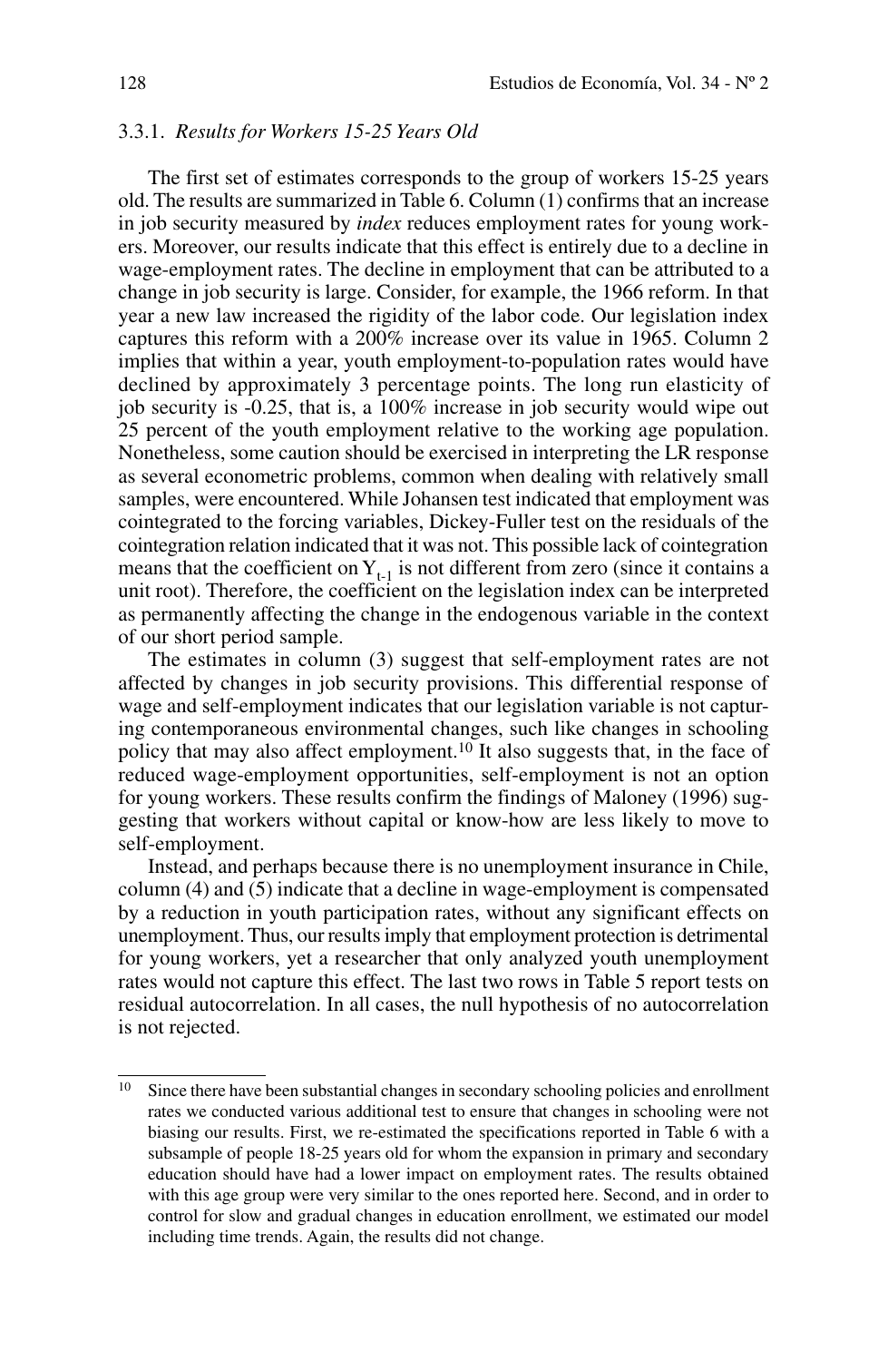### 3.3.1. *Results for Workers 15-25 Years Old*

The first set of estimates corresponds to the group of workers 15-25 years old. The results are summarized in Table 6. Column (1) confirms that an increase in job security measured by *index* reduces employment rates for young workers. Moreover, our results indicate that this effect is entirely due to a decline in wage-employment rates. The decline in employment that can be attributed to a change in job security is large. Consider, for example, the 1966 reform. In that year a new law increased the rigidity of the labor code. Our legislation index captures this reform with a 200% increase over its value in 1965. Column 2 implies that within a year, youth employment-to-population rates would have declined by approximately 3 percentage points. The long run elasticity of job security is -0.25, that is, a 100% increase in job security would wipe out 25 percent of the youth employment relative to the working age population. Nonetheless, some caution should be exercised in interpreting the LR response as several econometric problems, common when dealing with relatively small samples, were encountered. While Johansen test indicated that employment was cointegrated to the forcing variables, Dickey-Fuller test on the residuals of the cointegration relation indicated that it was not. This possible lack of cointegration means that the coefficient on $Y_{t-1}$ is not different from zero (since it contains a unit root). Therefore, the coefficient on the legislation index can be interpreted as permanently affecting the change in the endogenous variable in the context of our short period sample.

The estimates in column (3) suggest that self-employment rates are not affected by changes in job security provisions. This differential response of wage and self-employment indicates that our legislation variable is not capturing contemporaneous environmental changes, such like changes in schooling policy that may also affect employment.[10] It also suggests that, in the face of reduced wage-employment opportunities, self-employment is not an option for young workers. These results confirm the findings of Maloney (1996) suggesting that workers without capital or know-how are less likely to move to self-employment.

Instead, and perhaps because there is no unemployment insurance in Chile, column (4) and (5) indicate that a decline in wage-employment is compensated by a reduction in youth participation rates, without any significant effects on unemployment. Thus, our results imply that employment protection is detrimental for young workers, yet a researcher that only analyzed youth unemployment rates would not capture this effect. The last two rows in Table 5 report tests on residual autocorrelation. In all cases, the null hypothesis of no autocorrelation is not rejected.

---

[10] Since there have been substantial changes in secondary schooling policies and enrollment rates we conducted various additional test to ensure that changes in schooling were not biasing our results. First, we re-estimated the specifications reported in Table 6 with a subsample of people 18-25 years old for whom the expansion in primary and secondary education should have had a lower impact on employment rates. The results obtained with this age group were very similar to the ones reported here. Second, and in order to control for slow and gradual changes in education enrollment, we estimated our model including time trends. Again, the results did not change.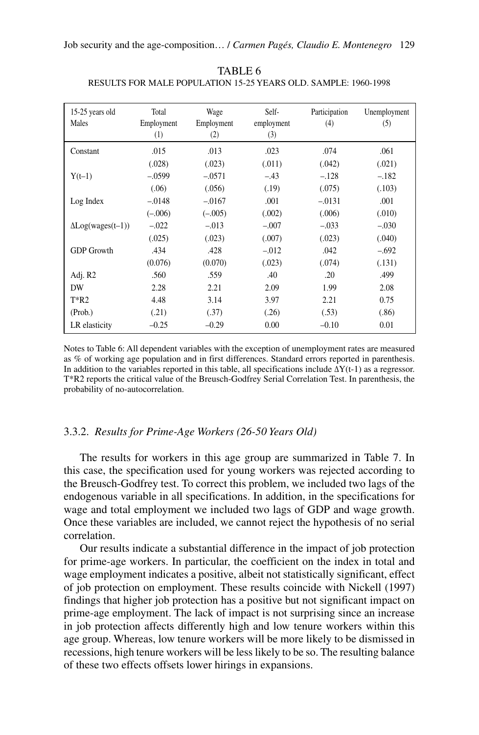TABLE 6
RESULTS FOR MALE POPULATION 15-25 YEARS OLD. SAMPLE: 1960-1998

| 15-25 years old Males | Total Employment (1) | Wage Employment (2) | Self-employment (3) | Participation (4) | Unemployment (5) |
|---|---|---|---|---|---|
| Constant | .015 | .013 | .023 | .074 | .061 |
| | (.028) | (.023) | (.011) | (.042) | (.021) |
| Y(t–1) | –.0599 | –.0571 | –.43 | –.128 | –.182 |
| | (.06) | (.056) | (.19) | (.075) | (.103) |
| Log Index | –.0148 | –.0167 | .001 | –.0131 | .001 |
| | (–.006) | (–.005) | (.002) | (.006) | (.010) |
| ΔLog(wages(t–1)) | –.022 | –.013 | –.007 | –.033 | –.030 |
| | (.025) | (.023) | (.007) | (.023) | (.040) |
| GDP Growth | .434 | .428 | –.012 | .042 | –.692 |
| | (0.076) | (0.070) | (.023) | (.074) | (.131) |
| Adj. R2 | .560 | .559 | .40 | .20 | .499 |
| DW | 2.28 | 2.21 | 2.09 | 1.99 | 2.08 |
| T*R2 | 4.48 | 3.14 | 3.97 | 2.21 | 0.75 |
| (Prob.) | (.21) | (.37) | (.26) | (.53) | (.86) |
| LR elasticity | –0.25 | –0.29 | 0.00 | –0.10 | 0.01 |

Notes to Table 6: All dependent variables with the exception of unemployment rates are measured as % of working age population and in first differences. Standard errors reported in parenthesis. In addition to the variables reported in this table, all specifications include ΔY(t-1) as a regressor. T*R2 reports the critical value of the Breusch-Godfrey Serial Correlation Test. In parenthesis, the probability of no-autocorrelation.

### 3.3.2. *Results for Prime-Age Workers (26-50 Years Old)*

The results for workers in this age group are summarized in Table 7. In this case, the specification used for young workers was rejected according to the Breusch-Godfrey test. To correct this problem, we included two lags of the endogenous variable in all specifications. In addition, in the specifications for wage and total employment we included two lags of GDP and wage growth. Once these variables are included, we cannot reject the hypothesis of no serial correlation.

Our results indicate a substantial difference in the impact of job protection for prime-age workers. In particular, the coefficient on the index in total and wage employment indicates a positive, albeit not statistically significant, effect of job protection on employment. These results coincide with Nickell (1997) findings that higher job protection has a positive but not significant impact on prime-age employment. The lack of impact is not surprising since an increase in job protection affects differently high and low tenure workers within this age group. Whereas, low tenure workers will be more likely to be dismissed in recessions, high tenure workers will be less likely to be so. The resulting balance of these two effects offsets lower hirings in expansions.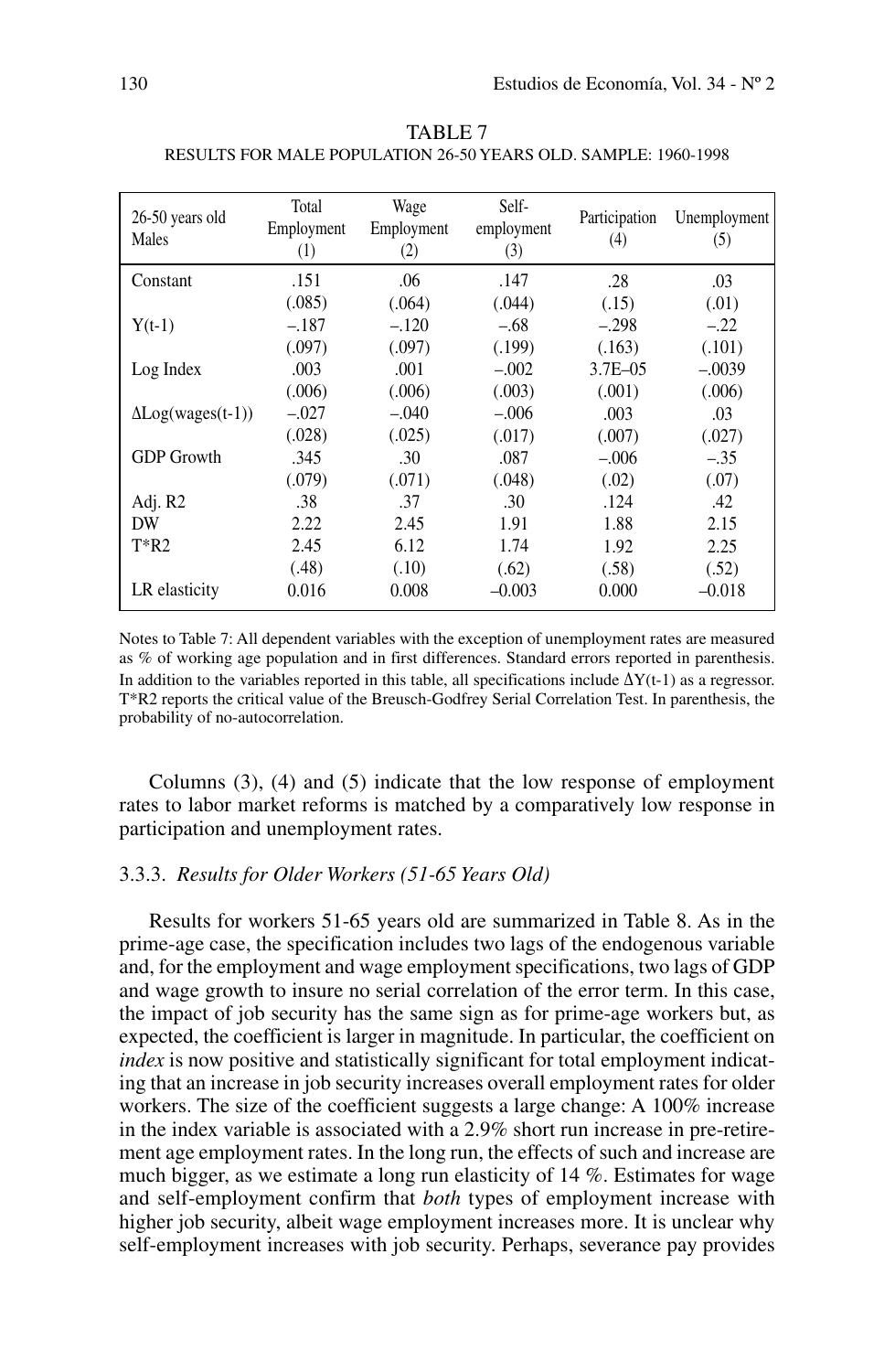TABLE 7

RESULTS FOR MALE POPULATION 26-50 YEARS OLD. SAMPLE: 1960-1998

| 26-50 years old Males | Total Employment (1) | Wage Employment (2) | Self-employment (3) | Participation (4) | Unemployment (5) |
|---|---|---|---|---|---|
| Constant | .151 | .06 | .147 | .28 | .03 |
| | (.085) | (.064) | (.044) | (.15) | (.01) |
| Y(t-1) | –.187 | –.120 | –.68 | –.298 | –.22 |
| | (.097) | (.097) | (.199) | (.163) | (.101) |
| Log Index | .003 | .001 | –.002 | 3.7E–05 | –.0039 |
| | (.006) | (.006) | (.003) | (.001) | (.006) |
| ΔLog(wages(t-1)) | –.027 | –.040 | –.006 | .003 | .03 |
| | (.028) | (.025) | (.017) | (.007) | (.027) |
| GDP Growth | .345 | .30 | .087 | –.006 | –.35 |
| | (.079) | (.071) | (.048) | (.02) | (.07) |
| Adj. R2 | .38 | .37 | .30 | .124 | .42 |
| DW | 2.22 | 2.45 | 1.91 | 1.88 | 2.15 |
| T*R2 | 2.45 | 6.12 | 1.74 | 1.92 | 2.25 |
| | (.48) | (.10) | (.62) | (.58) | (.52) |
| LR elasticity | 0.016 | 0.008 | –0.003 | 0.000 | –0.018 |

Notes to Table 7: All dependent variables with the exception of unemployment rates are measured as % of working age population and in first differences. Standard errors reported in parenthesis. In addition to the variables reported in this table, all specifications include ΔY(t-1) as a regressor. T*R2 reports the critical value of the Breusch-Godfrey Serial Correlation Test. In parenthesis, the probability of no-autocorrelation.

Columns (3), (4) and (5) indicate that the low response of employment rates to labor market reforms is matched by a comparatively low response in participation and unemployment rates.

### 3.3.3. *Results for Older Workers (51-65 Years Old)*

Results for workers 51-65 years old are summarized in Table 8. As in the prime-age case, the specification includes two lags of the endogenous variable and, for the employment and wage employment specifications, two lags of GDP and wage growth to insure no serial correlation of the error term. In this case, the impact of job security has the same sign as for prime-age workers but, as expected, the coefficient is larger in magnitude. In particular, the coefficient on *index* is now positive and statistically significant for total employment indicating that an increase in job security increases overall employment rates for older workers. The size of the coefficient suggests a large change: A 100% increase in the index variable is associated with a 2.9% short run increase in pre-retirement age employment rates. In the long run, the effects of such and increase are much bigger, as we estimate a long run elasticity of 14 %. Estimates for wage and self-employment confirm that *both* types of employment increase with higher job security, albeit wage employment increases more. It is unclear why self-employment increases with job security. Perhaps, severance pay provides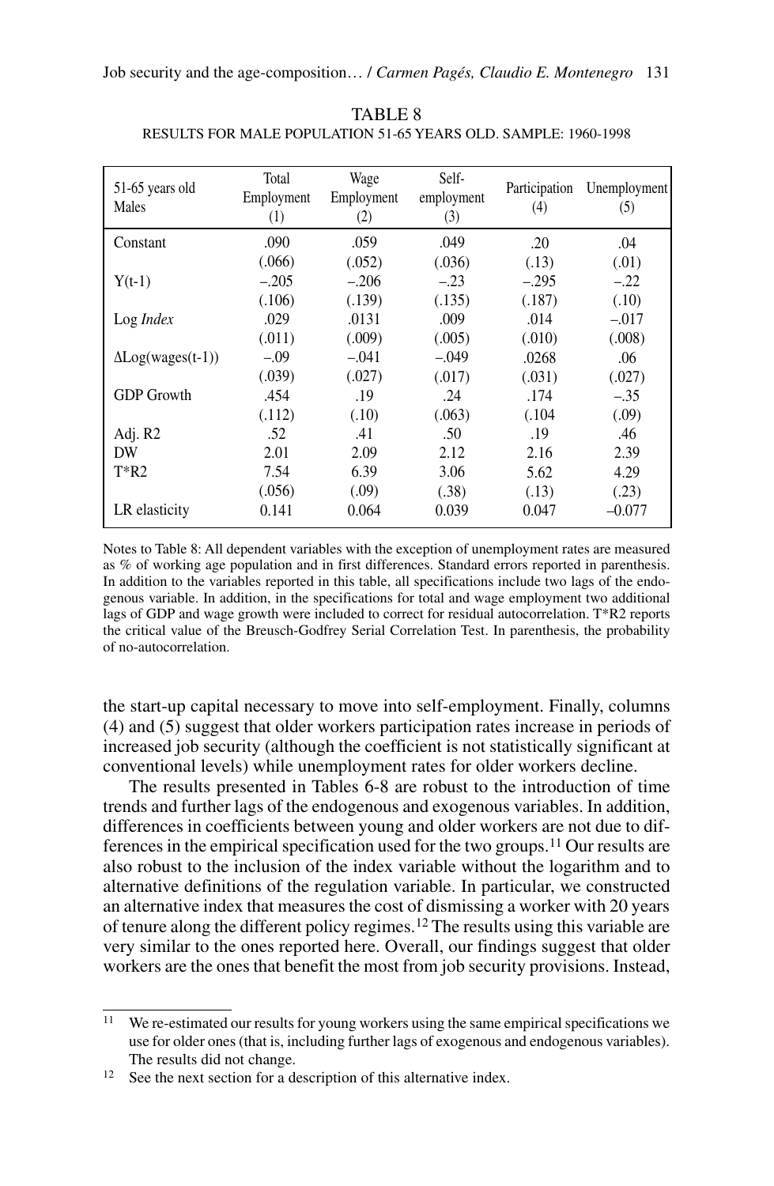TABLE 8
RESULTS FOR MALE POPULATION 51-65 YEARS OLD. SAMPLE: 1960-1998

| 51-65 years old Males | Total Employment (1) | Wage Employment (2) | Self-employment (3) | Participation (4) | Unemployment (5) |
|---|---|---|---|---|---|
| Constant | .090 | .059 | .049 | .20 | .04 |
| | (.066) | (.052) | (.036) | (.13) | (.01) |
| Y(t-1) | –.205 | –.206 | –.23 | –.295 | –.22 |
| | (.106) | (.139) | (.135) | (.187) | (.10) |
| Log *Index* | .029 | .0131 | .009 | .014 | –.017 |
| | (.011) | (.009) | (.005) | (.010) | (.008) |
| ΔLog(wages(t-1)) | –.09 | –.041 | –.049 | .0268 | .06 |
| | (.039) | (.027) | (.017) | (.031) | (.027) |
| GDP Growth | .454 | .19 | .24 | .174 | –.35 |
| | (.112) | (.10) | (.063) | (.104 | (.09) |
| Adj. R2 | .52 | .41 | .50 | .19 | .46 |
| DW | 2.01 | 2.09 | 2.12 | 2.16 | 2.39 |
| T*R2 | 7.54 | 6.39 | 3.06 | 5.62 | 4.29 |
| | (.056) | (.09) | (.38) | (.13) | (.23) |
| LR elasticity | 0.141 | 0.064 | 0.039 | 0.047 | –0.077 |

Notes to Table 8: All dependent variables with the exception of unemployment rates are measured as % of working age population and in first differences. Standard errors reported in parenthesis. In addition to the variables reported in this table, all specifications include two lags of the endogenous variable. In addition, in the specifications for total and wage employment two additional lags of GDP and wage growth were included to correct for residual autocorrelation. T*R2 reports the critical value of the Breusch-Godfrey Serial Correlation Test. In parenthesis, the probability of no-autocorrelation.

the start-up capital necessary to move into self-employment. Finally, columns (4) and (5) suggest that older workers participation rates increase in periods of increased job security (although the coefficient is not statistically significant at conventional levels) while unemployment rates for older workers decline.

The results presented in Tables 6-8 are robust to the introduction of time trends and further lags of the endogenous and exogenous variables. In addition, differences in coefficients between young and older workers are not due to differences in the empirical specification used for the two groups.[11] Our results are also robust to the inclusion of the index variable without the logarithm and to alternative definitions of the regulation variable. In particular, we constructed an alternative index that measures the cost of dismissing a worker with 20 years of tenure along the different policy regimes.[12] The results using this variable are very similar to the ones reported here. Overall, our findings suggest that older workers are the ones that benefit the most from job security provisions. Instead,

---

[11] We re-estimated our results for young workers using the same empirical specifications we use for older ones (that is, including further lags of exogenous and endogenous variables). The results did not change.

[12] See the next section for a description of this alternative index.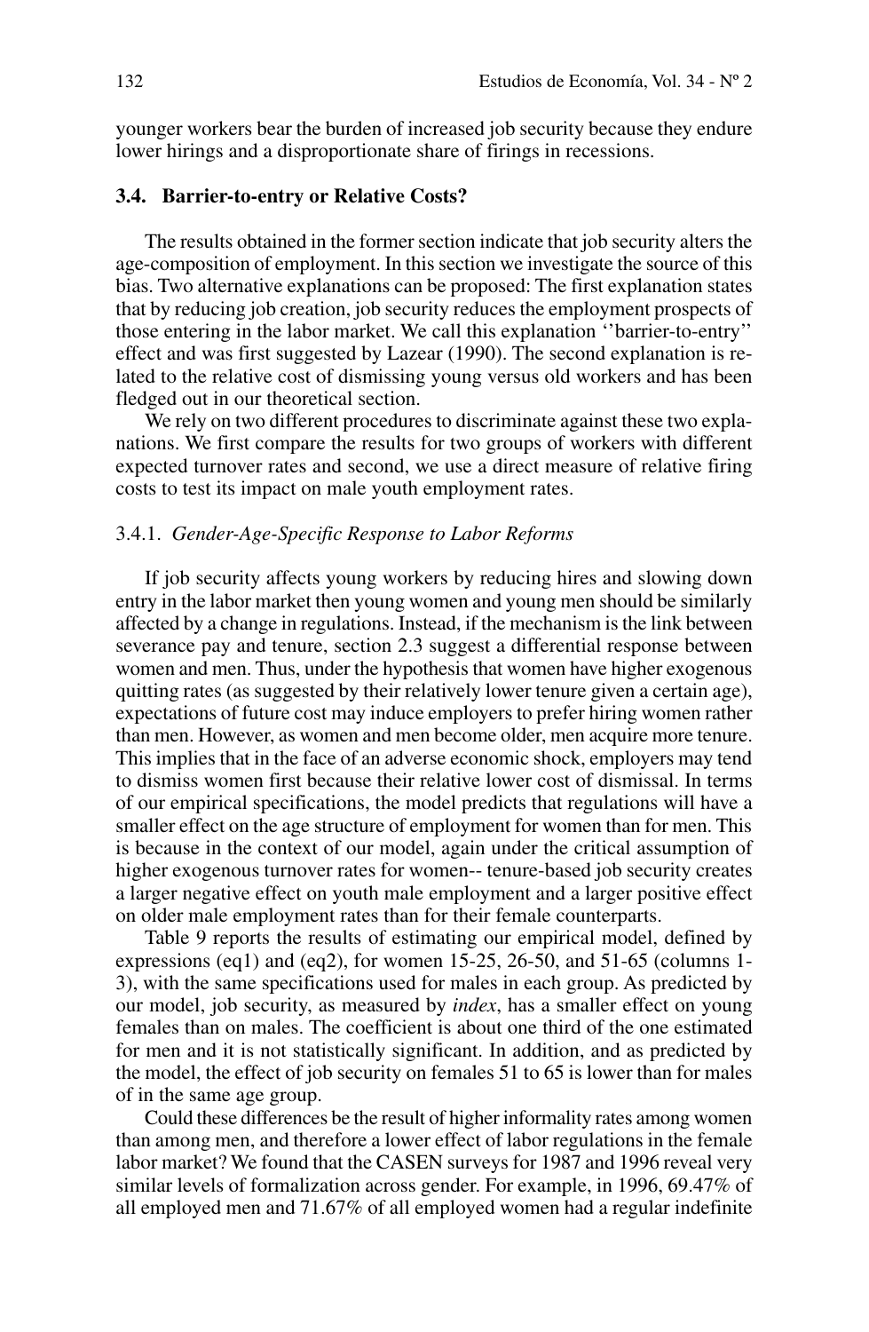younger workers bear the burden of increased job security because they endure lower hirings and a disproportionate share of firings in recessions.

### 3.4. Barrier-to-entry or Relative Costs?

The results obtained in the former section indicate that job security alters the age-composition of employment. In this section we investigate the source of this bias. Two alternative explanations can be proposed: The first explanation states that by reducing job creation, job security reduces the employment prospects of those entering in the labor market. We call this explanation ''barrier-to-entry'' effect and was first suggested by Lazear (1990). The second explanation is related to the relative cost of dismissing young versus old workers and has been fledged out in our theoretical section.

We rely on two different procedures to discriminate against these two explanations. We first compare the results for two groups of workers with different expected turnover rates and second, we use a direct measure of relative firing costs to test its impact on male youth employment rates.

#### 3.4.1. *Gender-Age-Specific Response to Labor Reforms*

If job security affects young workers by reducing hires and slowing down entry in the labor market then young women and young men should be similarly affected by a change in regulations. Instead, if the mechanism is the link between severance pay and tenure, section 2.3 suggest a differential response between women and men. Thus, under the hypothesis that women have higher exogenous quitting rates (as suggested by their relatively lower tenure given a certain age), expectations of future cost may induce employers to prefer hiring women rather than men. However, as women and men become older, men acquire more tenure. This implies that in the face of an adverse economic shock, employers may tend to dismiss women first because their relative lower cost of dismissal. In terms of our empirical specifications, the model predicts that regulations will have a smaller effect on the age structure of employment for women than for men. This is because in the context of our model, again under the critical assumption of higher exogenous turnover rates for women-- tenure-based job security creates a larger negative effect on youth male employment and a larger positive effect on older male employment rates than for their female counterparts.

Table 9 reports the results of estimating our empirical model, defined by expressions (eq1) and (eq2), for women 15-25, 26-50, and 51-65 (columns 1-3), with the same specifications used for males in each group. As predicted by our model, job security, as measured by *index*, has a smaller effect on young females than on males. The coefficient is about one third of the one estimated for men and it is not statistically significant. In addition, and as predicted by the model, the effect of job security on females 51 to 65 is lower than for males of in the same age group.

Could these differences be the result of higher informality rates among women than among men, and therefore a lower effect of labor regulations in the female labor market? We found that the CASEN surveys for 1987 and 1996 reveal very similar levels of formalization across gender. For example, in 1996, 69.47% of all employed men and 71.67% of all employed women had a regular indefinite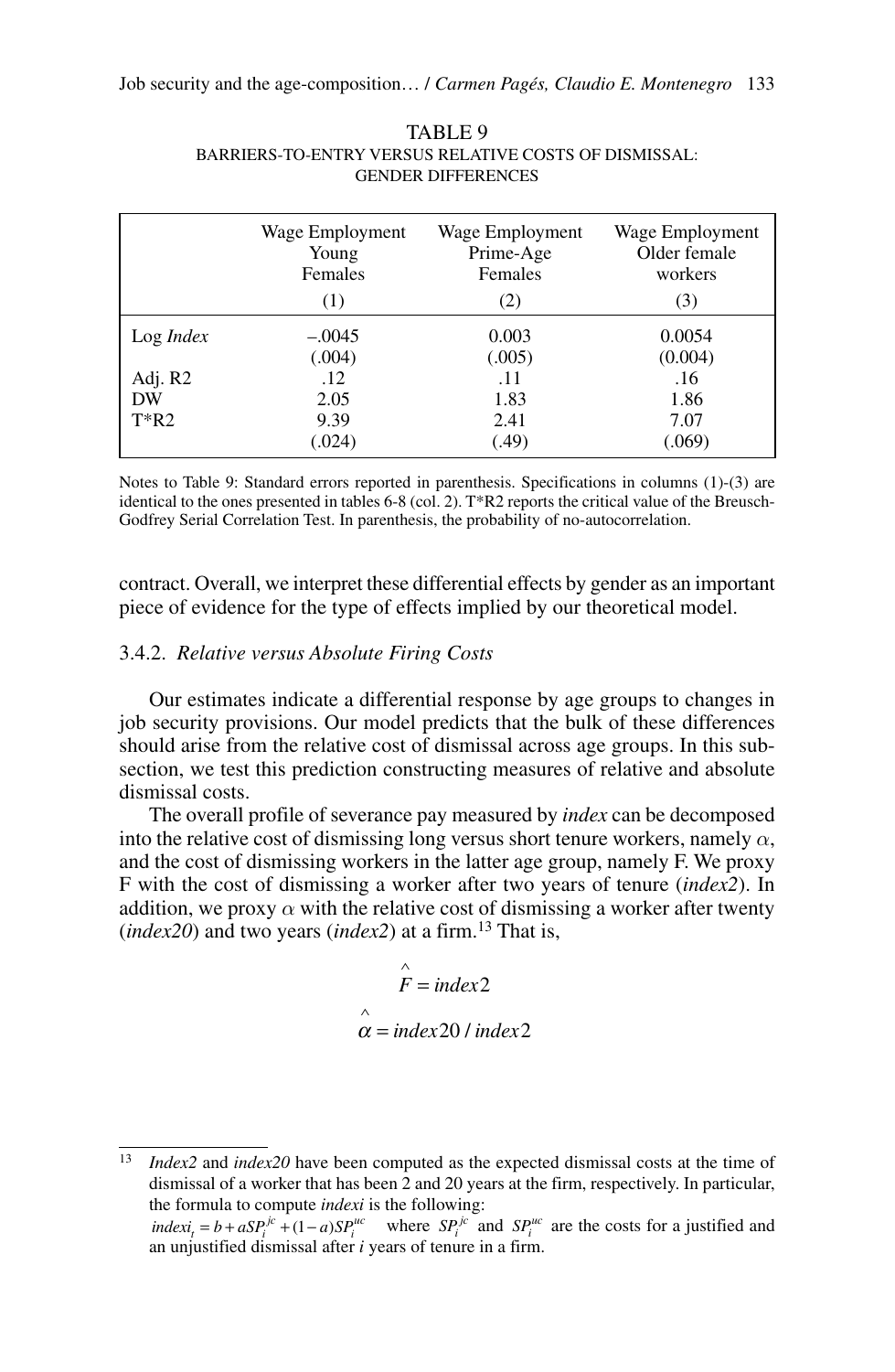TABLE 9
BARRIERS-TO-ENTRY VERSUS RELATIVE COSTS OF DISMISSAL: GENDER DIFFERENCES

| | Wage Employment Young Females | Wage Employment Prime-Age Females | Wage Employment Older female workers |
|---|---|---|---|
| | (1) | (2) | (3) |
| Log *Index* | –.0045 | 0.003 | 0.0054 |
| | (.004) | (.005) | (0.004) |
| Adj. R2 | .12 | .11 | .16 |
| DW | 2.05 | 1.83 | 1.86 |
| T*R2 | 9.39 | 2.41 | 7.07 |
| | (.024) | (.49) | (.069) |

Notes to Table 9: Standard errors reported in parenthesis. Specifications in columns (1)-(3) are identical to the ones presented in tables 6-8 (col. 2). T*R2 reports the critical value of the Breusch-Godfrey Serial Correlation Test. In parenthesis, the probability of no-autocorrelation.

contract. Overall, we interpret these differential effects by gender as an important piece of evidence for the type of effects implied by our theoretical model.

### 3.4.2. *Relative versus Absolute Firing Costs*

Our estimates indicate a differential response by age groups to changes in job security provisions. Our model predicts that the bulk of these differences should arise from the relative cost of dismissal across age groups. In this sub-section, we test this prediction constructing measures of relative and absolute dismissal costs.

The overall profile of severance pay measured by *index* can be decomposed into the relative cost of dismissing long versus short tenure workers, namely $\alpha$, and the cost of dismissing workers in the latter age group, namely F. We proxy F with the cost of dismissing a worker after two years of tenure (*index2*). In addition, we proxy $\alpha$ with the relative cost of dismissing a worker after twenty (*index20*) and two years (*index2*) at a firm.[13] That is,

$$\hat{F} = index2$$

$$\hat{\alpha} = index20 / index2$$

[13] *Index2* and *index20* have been computed as the expected dismissal costs at the time of dismissal of a worker that has been 2 and 20 years at the firm, respectively. In particular, the formula to compute *indexi* is the following:
$indexi_t = b + aSP_i^{jc} + (1-a)SP_i^{uc}$ where $SP_i^{jc}$ and $SP_i^{uc}$ are the costs for a justified and an unjustified dismissal after *i* years of tenure in a firm.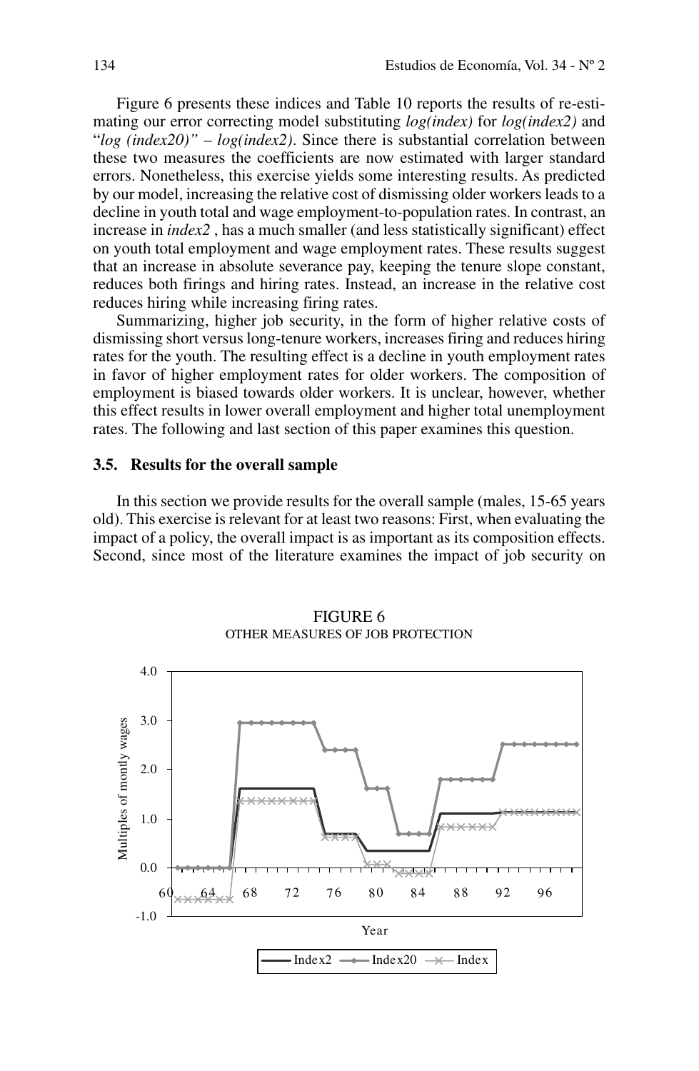Figure 6 presents these indices and Table 10 reports the results of re-estimating our error correcting model substituting *log(index)* for *log(index2)* and "*log (index20)" – log(index2)*. Since there is substantial correlation between these two measures the coefficients are now estimated with larger standard errors. Nonetheless, this exercise yields some interesting results. As predicted by our model, increasing the relative cost of dismissing older workers leads to a decline in youth total and wage employment-to-population rates. In contrast, an increase in *index2* , has a much smaller (and less statistically significant) effect on youth total employment and wage employment rates. These results suggest that an increase in absolute severance pay, keeping the tenure slope constant, reduces both firings and hiring rates. Instead, an increase in the relative cost reduces hiring while increasing firing rates.

Summarizing, higher job security, in the form of higher relative costs of dismissing short versus long-tenure workers, increases firing and reduces hiring rates for the youth. The resulting effect is a decline in youth employment rates in favor of higher employment rates for older workers. The composition of employment is biased towards older workers. It is unclear, however, whether this effect results in lower overall employment and higher total unemployment rates. The following and last section of this paper examines this question.

### 3.5. Results for the overall sample

In this section we provide results for the overall sample (males, 15-65 years old). This exercise is relevant for at least two reasons: First, when evaluating the impact of a policy, the overall impact is as important as its composition effects. Second, since most of the literature examines the impact of job security on

FIGURE 6
OTHER MEASURES OF JOB PROTECTION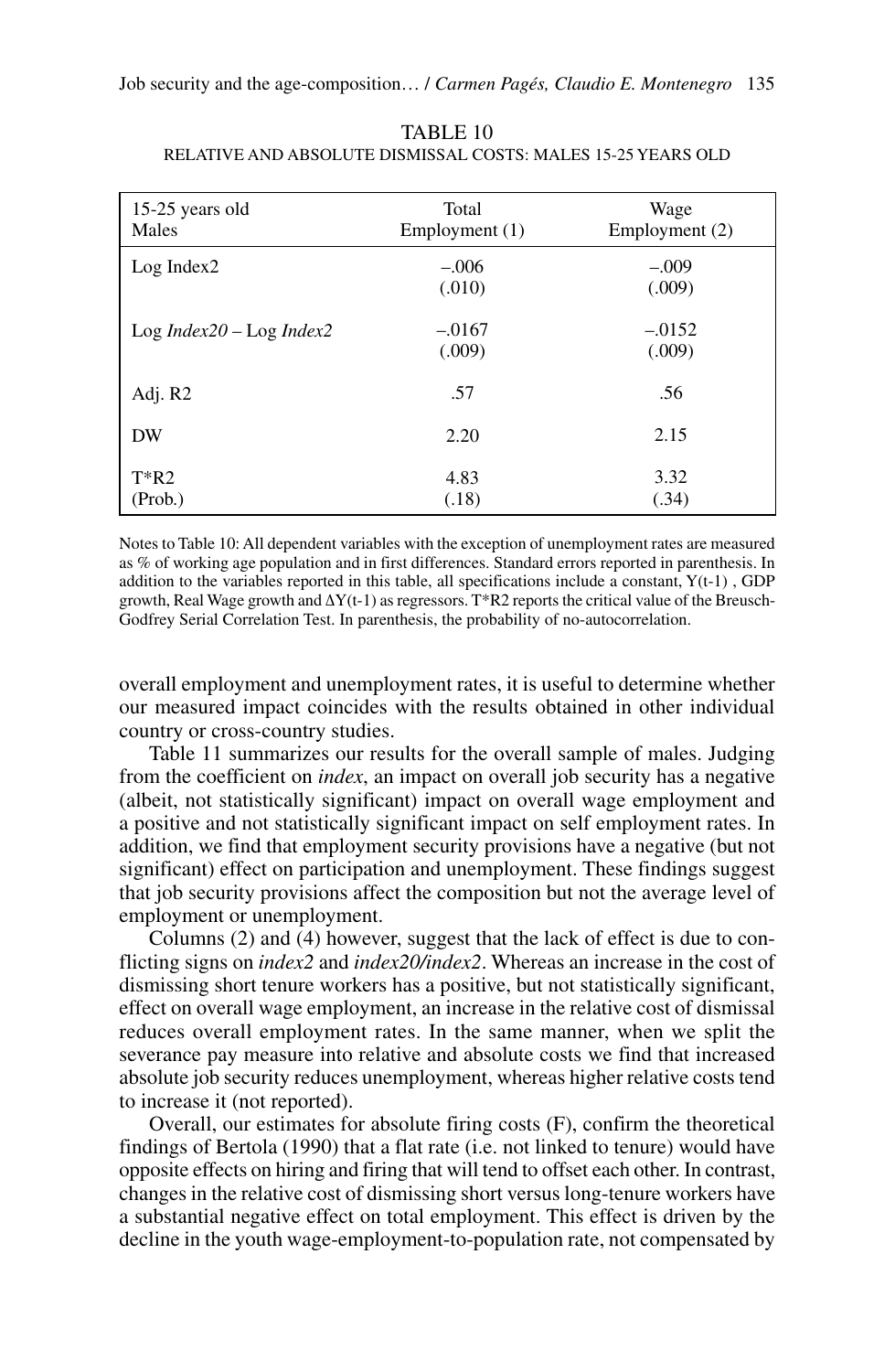TABLE 10
RELATIVE AND ABSOLUTE DISMISSAL COSTS: MALES 15-25 YEARS OLD

| 15-25 years old Males | Total Employment (1) | Wage Employment (2) |
|---|---|---|
| Log Index2 | –.006 | –.009 |
| | (.010) | (.009) |
| Log *Index20* – Log *Index2* | –.0167 | –.0152 |
| | (.009) | (.009) |
| Adj. R2 | .57 | .56 |
| DW | 2.20 | 2.15 |
| T*R2 | 4.83 | 3.32 |
| (Prob.) | (.18) | (.34) |

Notes to Table 10: All dependent variables with the exception of unemployment rates are measured as % of working age population and in first differences. Standard errors reported in parenthesis. In addition to the variables reported in this table, all specifications include a constant, Y(t-1) , GDP growth, Real Wage growth and ΔY(t-1) as regressors. T*R2 reports the critical value of the Breusch-Godfrey Serial Correlation Test. In parenthesis, the probability of no-autocorrelation.

overall employment and unemployment rates, it is useful to determine whether our measured impact coincides with the results obtained in other individual country or cross-country studies.

Table 11 summarizes our results for the overall sample of males. Judging from the coefficient on *index*, an impact on overall job security has a negative (albeit, not statistically significant) impact on overall wage employment and a positive and not statistically significant impact on self employment rates. In addition, we find that employment security provisions have a negative (but not significant) effect on participation and unemployment. These findings suggest that job security provisions affect the composition but not the average level of employment or unemployment.

Columns (2) and (4) however, suggest that the lack of effect is due to conflicting signs on *index2* and *index20/index2*. Whereas an increase in the cost of dismissing short tenure workers has a positive, but not statistically significant, effect on overall wage employment, an increase in the relative cost of dismissal reduces overall employment rates. In the same manner, when we split the severance pay measure into relative and absolute costs we find that increased absolute job security reduces unemployment, whereas higher relative costs tend to increase it (not reported).

Overall, our estimates for absolute firing costs (F), confirm the theoretical findings of Bertola (1990) that a flat rate (i.e. not linked to tenure) would have opposite effects on hiring and firing that will tend to offset each other. In contrast, changes in the relative cost of dismissing short versus long-tenure workers have a substantial negative effect on total employment. This effect is driven by the decline in the youth wage-employment-to-population rate, not compensated by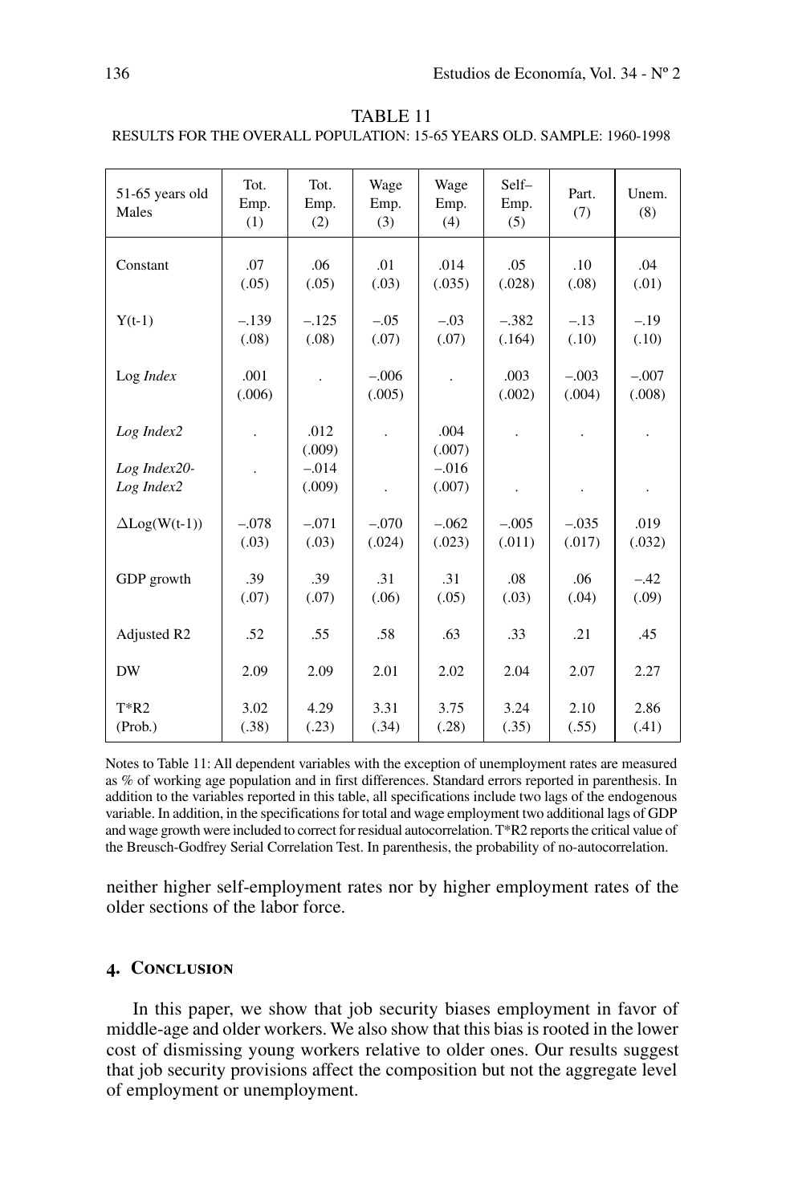TABLE 11
RESULTS FOR THE OVERALL POPULATION: 15-65 YEARS OLD. SAMPLE: 1960-1998

| 51-65 years old Males | Tot. Emp. (1) | Tot. Emp. (2) | Wage Emp. (3) | Wage Emp. (4) | Self– Emp. (5) | Part. (7) | Unem. (8) |
|---|---|---|---|---|---|---|---|
| Constant | .07 (.05) | .06 (.05) | .01 (.03) | .014 (.035) | .05 (.028) | .10 (.08) | .04 (.01) |
| Y(t-1) | –.139 (.08) | –.125 (.08) | –.05 (.07) | –.03 (.07) | –.382 (.164) | –.13 (.10) | –.19 (.10) |
| Log *Index* | .001 (.006) | . | –.006 (.005) | . | .003 (.002) | –.003 (.004) | –.007 (.008) |
| *Log Index2* | . | .012 (.009) | . | .004 (.007) | . | . | . |
| *Log Index20-Log Index2* | . | –.014 (.009) | . | –.016 (.007) | . | . | . |
| $\Delta$Log(W(t-1)) | –.078 (.03) | –.071 (.03) | –.070 (.024) | –.062 (.023) | –.005 (.011) | –.035 (.017) | .019 (.032) |
| GDP growth | .39 (.07) | .39 (.07) | .31 (.06) | .31 (.05) | .08 (.03) | .06 (.04) | –.42 (.09) |
| Adjusted R2 | .52 | .55 | .58 | .63 | .33 | .21 | .45 |
| DW | 2.09 | 2.09 | 2.01 | 2.02 | 2.04 | 2.07 | 2.27 |
| T*R2 (Prob.) | 3.02 (.38) | 4.29 (.23) | 3.31 (.34) | 3.75 (.28) | 3.24 (.35) | 2.10 (.55) | 2.86 (.41) |

Notes to Table 11: All dependent variables with the exception of unemployment rates are measured as % of working age population and in first differences. Standard errors reported in parenthesis. In addition to the variables reported in this table, all specifications include two lags of the endogenous variable. In addition, in the specifications for total and wage employment two additional lags of GDP and wage growth were included to correct for residual autocorrelation. T*R2 reports the critical value of the Breusch-Godfrey Serial Correlation Test. In parenthesis, the probability of no-autocorrelation.

neither higher self-employment rates nor by higher employment rates of the older sections of the labor force.

## 4. Conclusion

In this paper, we show that job security biases employment in favor of middle-age and older workers. We also show that this bias is rooted in the lower cost of dismissing young workers relative to older ones. Our results suggest that job security provisions affect the composition but not the aggregate level of employment or unemployment.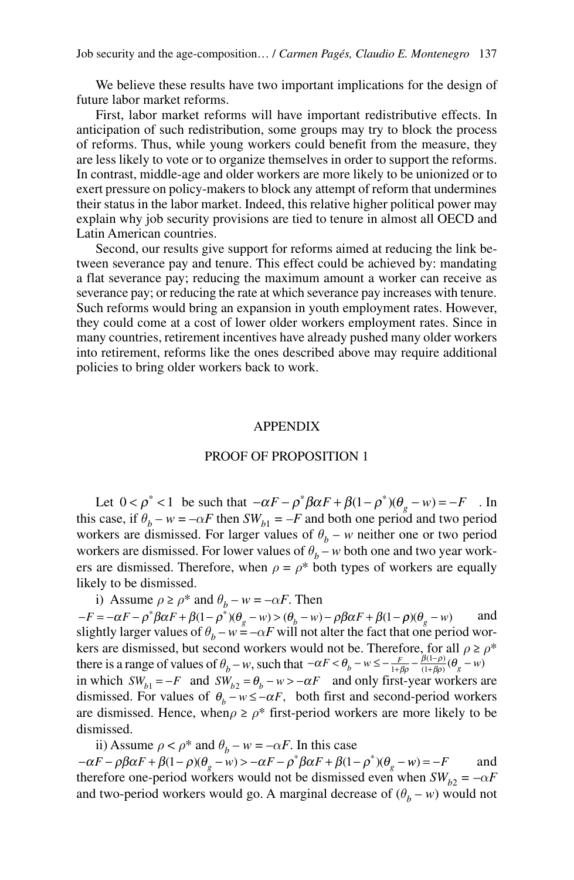We believe these results have two important implications for the design of future labor market reforms.

First, labor market reforms will have important redistributive effects. In anticipation of such redistribution, some groups may try to block the process of reforms. Thus, while young workers could benefit from the measure, they are less likely to vote or to organize themselves in order to support the reforms. In contrast, middle-age and older workers are more likely to be unionized or to exert pressure on policy-makers to block any attempt of reform that undermines their status in the labor market. Indeed, this relative higher political power may explain why job security provisions are tied to tenure in almost all OECD and Latin American countries.

Second, our results give support for reforms aimed at reducing the link between severance pay and tenure. This effect could be achieved by: mandating a flat severance pay; reducing the maximum amount a worker can receive as severance pay; or reducing the rate at which severance pay increases with tenure. Such reforms would bring an expansion in youth employment rates. However, they could come at a cost of lower older workers employment rates. Since in many countries, retirement incentives have already pushed many older workers into retirement, reforms like the ones described above may require additional policies to bring older workers back to work.

## APPENDIX

### PROOF OF PROPOSITION 1

Let $0 < \rho^* < 1$ be such that $-\alpha F - \rho^* \beta \alpha F + \beta(1-\rho^*)(\theta_g - w) = -F$. In this case, if $\theta_b - w = -\alpha F$ then $SW_{b1} = -F$ and both one period and two period workers are dismissed. For larger values of $\theta_b - w$ neither one or two period workers are dismissed. For lower values of $\theta_b - w$ both one and two year workers are dismissed. Therefore, when $\rho = \rho^*$ both types of workers are equally likely to be dismissed.

i) Assume $\rho \geq \rho^*$ and $\theta_b - w = -\alpha F$. Then $-F = -\alpha F - \rho^* \beta \alpha F + \beta(1-\rho^*)(\theta_g - w) > (\theta_b - w) - \rho\beta\alpha F + \beta(1-\rho)(\theta_g - w)$ and slightly larger values of $\theta_b - w = -\alpha F$ will not alter the fact that one period workers are dismissed, but second workers would not be. Therefore, for all $\rho \geq \rho^*$ there is a range of values of $\theta_b - w$, such that $-\alpha F < \theta_b - w \leq -\frac{F}{1+\beta\rho} - \frac{\beta(1-\rho)}{(1+\beta\rho)}(\theta_g - w)$ in which $SW_{b1} = -F$ and $SW_{b2} = \theta_b - w > -\alpha F$ and only first-year workers are dismissed. For values of $\theta_b - w \leq -\alpha F$, both first and second-period workers are dismissed. Hence, when $\rho \geq \rho^*$ first-period workers are more likely to be dismissed.

ii) Assume $\rho < \rho^*$ and $\theta_b - w = -\alpha F$. In this case $-\alpha F - \rho\beta\alpha F + \beta(1-\rho)(\theta_g - w) > -\alpha F - \rho^* \beta\alpha F + \beta(1-\rho^*)(\theta_g - w) = -F$ and therefore one-period workers would not be dismissed even when $SW_{b2} = -\alpha F$ and two-period workers would go. A marginal decrease of $(\theta_b - w)$ would not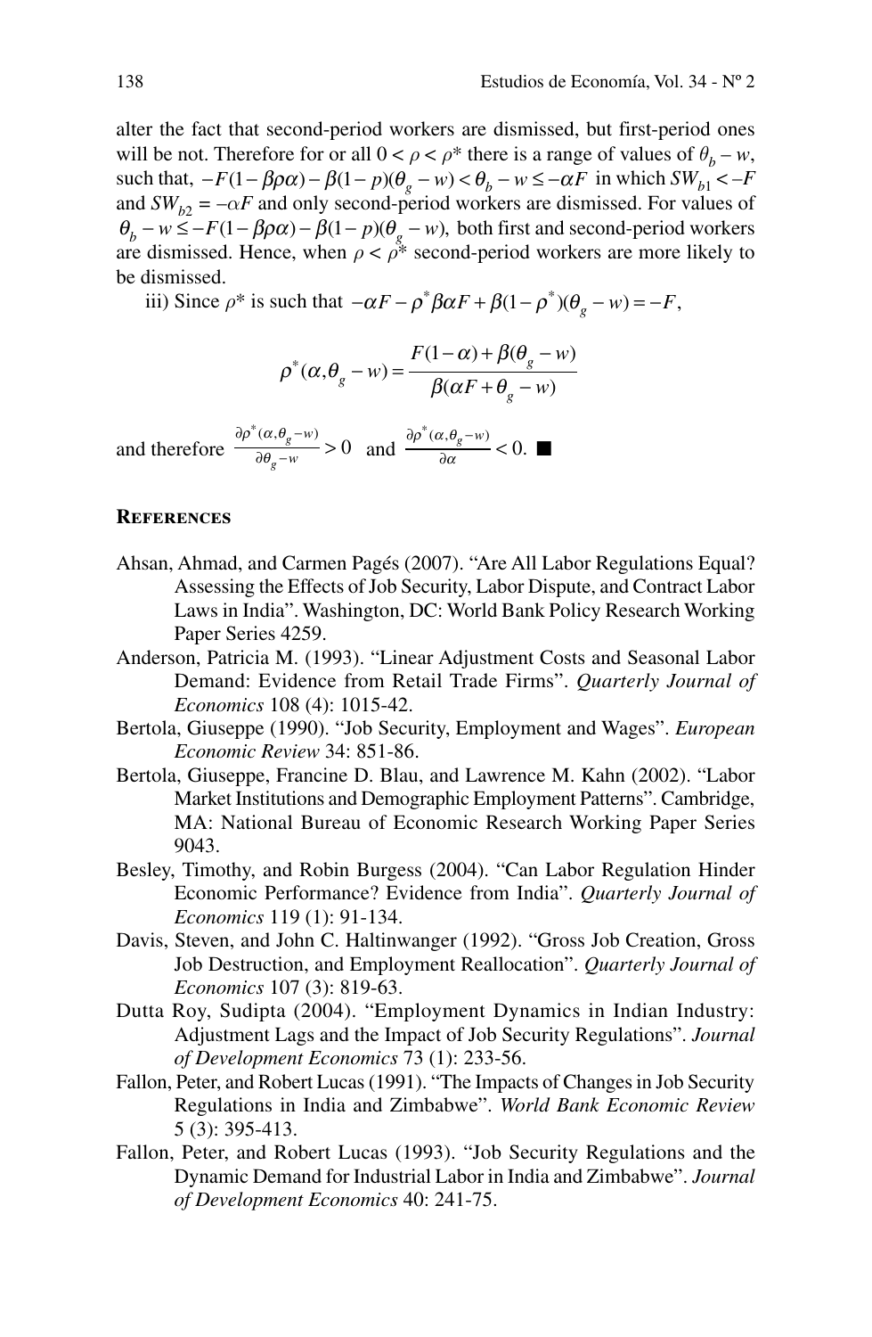alter the fact that second-period workers are dismissed, but first-period ones will be not. Therefore for or all $0 < \rho < \rho^*$ there is a range of values of $\theta_b - w$, such that, $-F(1-\beta\rho\alpha) - \beta(1-p)(\theta_g - w) < \theta_b - w \leq -\alpha F$ in which $SW_{b1} < -F$ and $SW_{b2} = -\alpha F$ and only second-period workers are dismissed. For values of $\theta_b - w \leq -F(1-\beta\rho\alpha) - \beta(1-p)(\theta_g - w)$, both first and second-period workers are dismissed. Hence, when $\rho < \rho^*$ second-period workers are more likely to be dismissed.

iii) Since $\rho^*$ is such that $-\alpha F - \rho^* \beta\alpha F + \beta(1-\rho^*)(\theta_g - w) = -F$,

$$\rho^*(\alpha, \theta_g - w) = \frac{F(1-\alpha) + \beta(\theta_g - w)}{\beta(\alpha F + \theta_g - w)}$$

and therefore $\frac{\partial\rho^*(\alpha,\theta_g - w)}{\partial\theta_g - w} > 0$ and $\frac{\partial\rho^*(\alpha,\theta_g - w)}{\partial\alpha} < 0$. ■

## References

Ahsan, Ahmad, and Carmen Pagés (2007). "Are All Labor Regulations Equal? Assessing the Effects of Job Security, Labor Dispute, and Contract Labor Laws in India". Washington, DC: World Bank Policy Research Working Paper Series 4259.

Anderson, Patricia M. (1993). "Linear Adjustment Costs and Seasonal Labor Demand: Evidence from Retail Trade Firms". *Quarterly Journal of Economics* 108 (4): 1015-42.

Bertola, Giuseppe (1990). "Job Security, Employment and Wages". *European Economic Review* 34: 851-86.

Bertola, Giuseppe, Francine D. Blau, and Lawrence M. Kahn (2002). "Labor Market Institutions and Demographic Employment Patterns". Cambridge, MA: National Bureau of Economic Research Working Paper Series 9043.

Besley, Timothy, and Robin Burgess (2004). "Can Labor Regulation Hinder Economic Performance? Evidence from India". *Quarterly Journal of Economics* 119 (1): 91-134.

Davis, Steven, and John C. Haltinwanger (1992). "Gross Job Creation, Gross Job Destruction, and Employment Reallocation". *Quarterly Journal of Economics* 107 (3): 819-63.

Dutta Roy, Sudipta (2004). "Employment Dynamics in Indian Industry: Adjustment Lags and the Impact of Job Security Regulations". *Journal of Development Economics* 73 (1): 233-56.

Fallon, Peter, and Robert Lucas (1991). "The Impacts of Changes in Job Security Regulations in India and Zimbabwe". *World Bank Economic Review* 5 (3): 395-413.

Fallon, Peter, and Robert Lucas (1993). "Job Security Regulations and the Dynamic Demand for Industrial Labor in India and Zimbabwe". *Journal of Development Economics* 40: 241-75.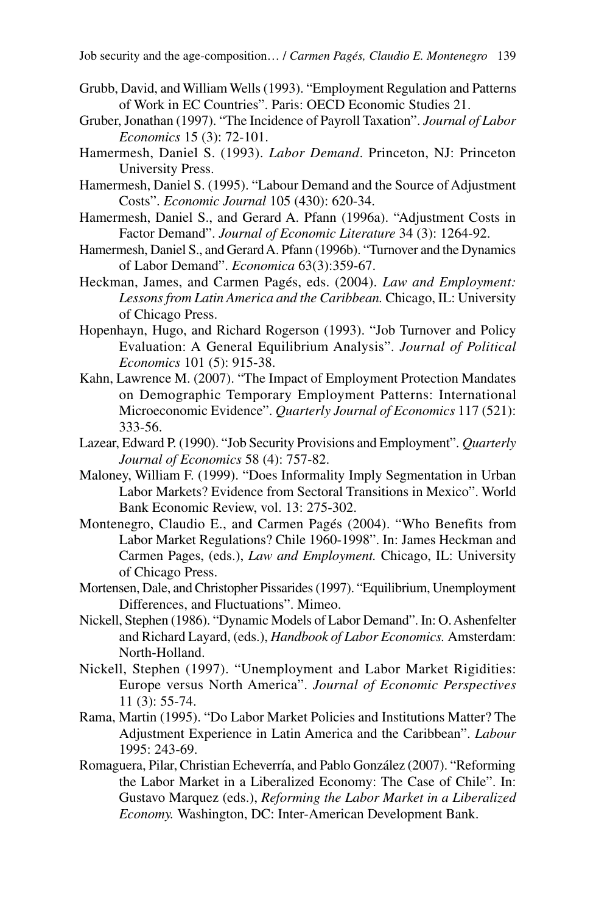Grubb, David, and William Wells (1993). "Employment Regulation and Patterns of Work in EC Countries". Paris: OECD Economic Studies 21.

Gruber, Jonathan (1997). "The Incidence of Payroll Taxation". *Journal of Labor Economics* 15 (3): 72-101.

Hamermesh, Daniel S. (1993). *Labor Demand*. Princeton, NJ: Princeton University Press.

Hamermesh, Daniel S. (1995). "Labour Demand and the Source of Adjustment Costs". *Economic Journal* 105 (430): 620-34.

Hamermesh, Daniel S., and Gerard A. Pfann (1996a). "Adjustment Costs in Factor Demand". *Journal of Economic Literature* 34 (3): 1264-92.

Hamermesh, Daniel S., and Gerard A. Pfann (1996b). "Turnover and the Dynamics of Labor Demand". *Economica* 63(3):359-67.

Heckman, James, and Carmen Pagés, eds. (2004). *Law and Employment: Lessons from Latin America and the Caribbean.* Chicago, IL: University of Chicago Press.

Hopenhayn, Hugo, and Richard Rogerson (1993). "Job Turnover and Policy Evaluation: A General Equilibrium Analysis". *Journal of Political Economics* 101 (5): 915-38.

Kahn, Lawrence M. (2007). "The Impact of Employment Protection Mandates on Demographic Temporary Employment Patterns: International Microeconomic Evidence". *Quarterly Journal of Economics* 117 (521): 333-56.

Lazear, Edward P. (1990). "Job Security Provisions and Employment". *Quarterly Journal of Economics* 58 (4): 757-82.

Maloney, William F. (1999). "Does Informality Imply Segmentation in Urban Labor Markets? Evidence from Sectoral Transitions in Mexico". World Bank Economic Review, vol. 13: 275-302.

Montenegro, Claudio E., and Carmen Pagés (2004). "Who Benefits from Labor Market Regulations? Chile 1960-1998". In: James Heckman and Carmen Pages, (eds.), *Law and Employment.* Chicago, IL: University of Chicago Press.

Mortensen, Dale, and Christopher Pissarides (1997). "Equilibrium, Unemployment Differences, and Fluctuations". Mimeo.

Nickell, Stephen (1986). "Dynamic Models of Labor Demand". In: O. Ashenfelter and Richard Layard, (eds.), *Handbook of Labor Economics.* Amsterdam: North-Holland.

Nickell, Stephen (1997). "Unemployment and Labor Market Rigidities: Europe versus North America". *Journal of Economic Perspectives* 11 (3): 55-74.

Rama, Martin (1995). "Do Labor Market Policies and Institutions Matter? The Adjustment Experience in Latin America and the Caribbean". *Labour* 1995: 243-69.

Romaguera, Pilar, Christian Echeverría, and Pablo González (2007). "Reforming the Labor Market in a Liberalized Economy: The Case of Chile". In: Gustavo Marquez (eds.), *Reforming the Labor Market in a Liberalized Economy.* Washington, DC: Inter-American Development Bank.